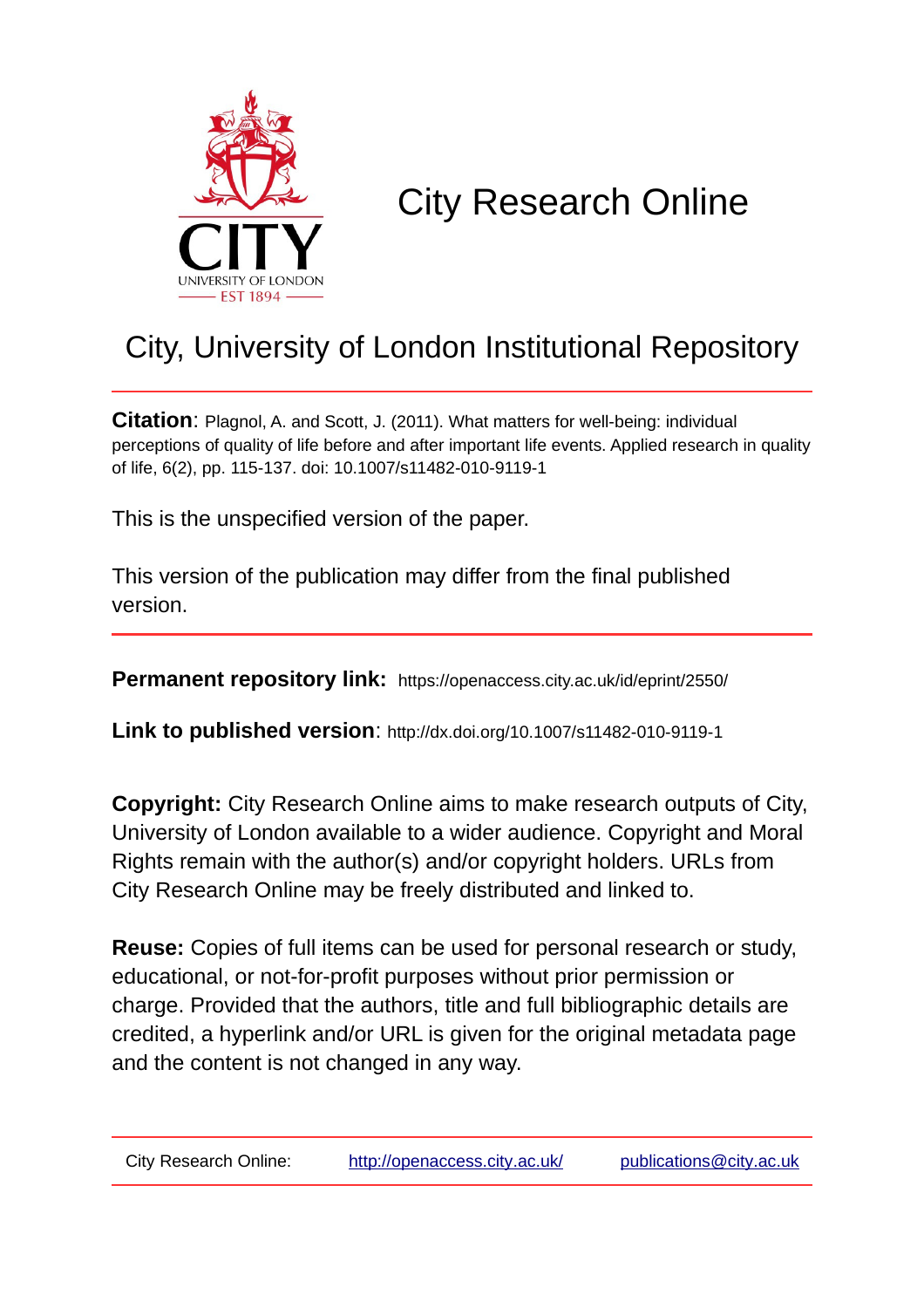# City Research Online

## City, University of London Institutional Repository

**Citation**: Plagnol, A. and Scott, J. (2011). What matters for well-being: individual perceptions of quality of life before and after important life events. Applied research in quality of life, 6(2), pp. 115-137. doi: 10.1007/s11482-010-9119-1

This is the unspecified version of the paper.

This version of the publication may differ from the final published version.

**Permanent repository link:** https://openaccess.city.ac.uk/id/eprint/2550/

**Link to published version**: http://dx.doi.org/10.1007/s11482-010-9119-1

**Copyright:** City Research Online aims to make research outputs of City, University of London available to a wider audience. Copyright and Moral Rights remain with the author(s) and/or copyright holders. URLs from City Research Online may be freely distributed and linked to.

**Reuse:** Copies of full items can be used for personal research or study, educational, or not-for-profit purposes without prior permission or charge. Provided that the authors, title and full bibliographic details are credited, a hyperlink and/or URL is given for the original metadata page and the content is not changed in any way.

City Research Online: http://openaccess.city.ac.uk/ publications@city.ac.uk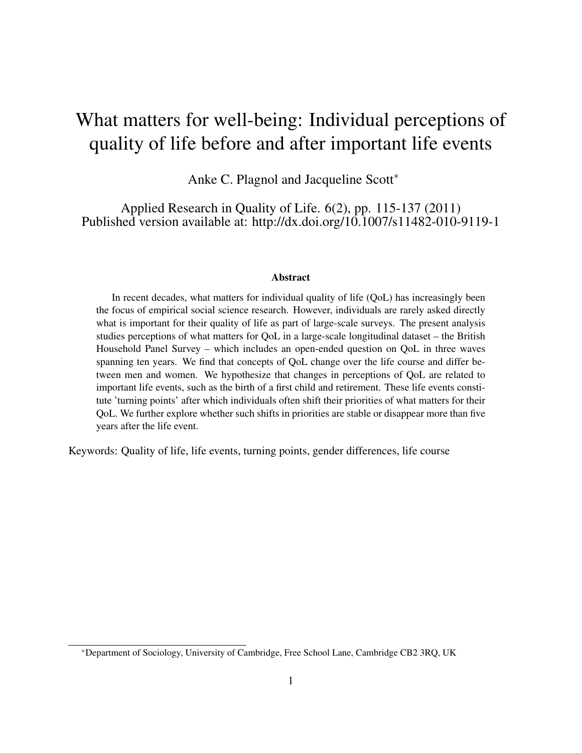# What matters for well-being: Individual perceptions of quality of life before and after important life events

Anke C. Plagnol and Jacqueline Scott[*]

Applied Research in Quality of Life. 6(2), pp. 115-137 (2011)
Published version available at: http://dx.doi.org/10.1007/s11482-010-9119-1

**Abstract**

In recent decades, what matters for individual quality of life (QoL) has increasingly been the focus of empirical social science research. However, individuals are rarely asked directly what is important for their quality of life as part of large-scale surveys. The present analysis studies perceptions of what matters for QoL in a large-scale longitudinal dataset – the British Household Panel Survey – which includes an open-ended question on QoL in three waves spanning ten years. We find that concepts of QoL change over the life course and differ between men and women. We hypothesize that changes in perceptions of QoL are related to important life events, such as the birth of a first child and retirement. These life events constitute 'turning points' after which individuals often shift their priorities of what matters for their QoL. We further explore whether such shifts in priorities are stable or disappear more than five years after the life event.

Keywords: Quality of life, life events, turning points, gender differences, life course

[*] Department of Sociology, University of Cambridge, Free School Lane, Cambridge CB2 3RQ, UK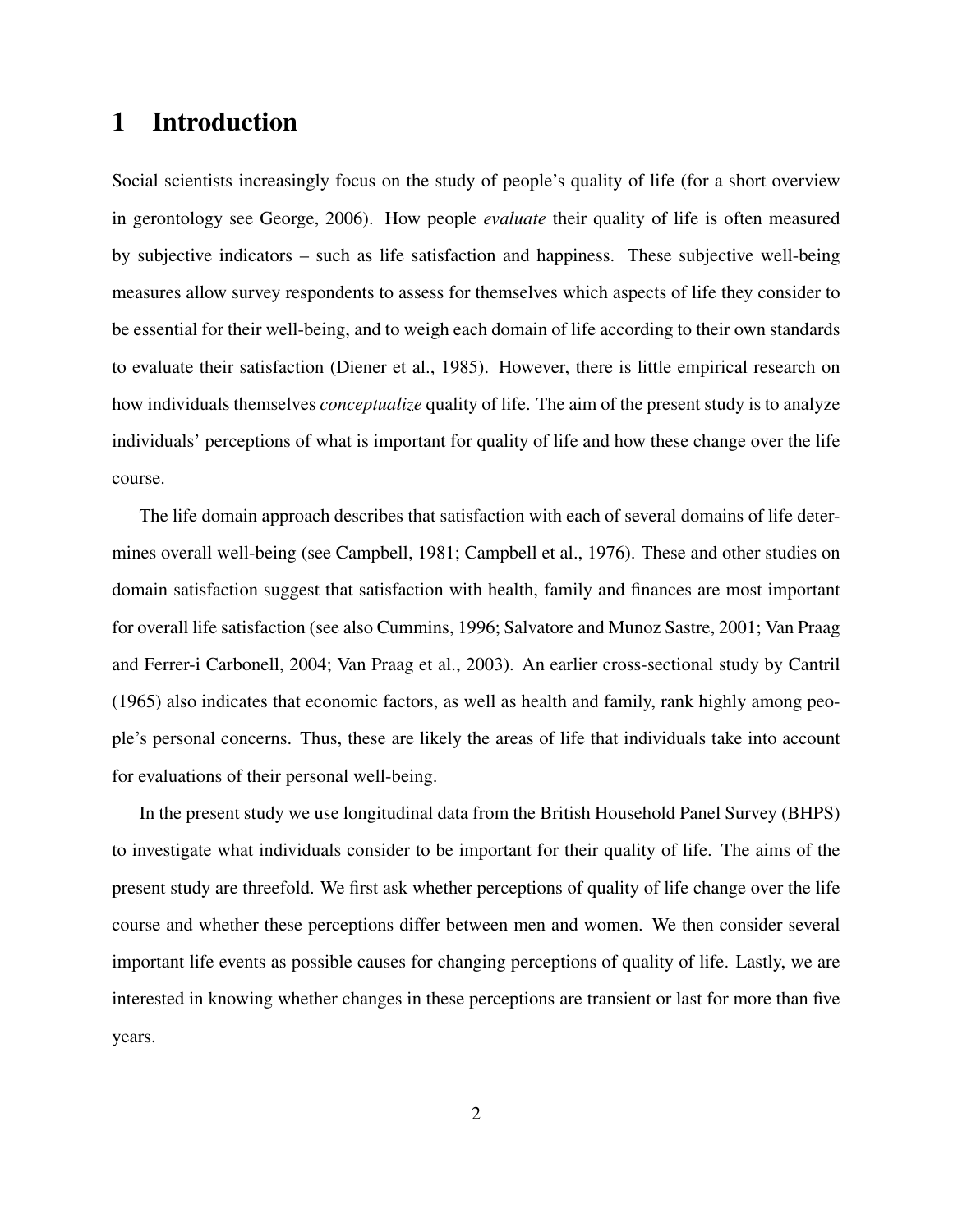# 1 Introduction

Social scientists increasingly focus on the study of people's quality of life (for a short overview in gerontology see George, 2006). How people *evaluate* their quality of life is often measured by subjective indicators – such as life satisfaction and happiness. These subjective well-being measures allow survey respondents to assess for themselves which aspects of life they consider to be essential for their well-being, and to weigh each domain of life according to their own standards to evaluate their satisfaction (Diener et al., 1985). However, there is little empirical research on how individuals themselves *conceptualize* quality of life. The aim of the present study is to analyze individuals' perceptions of what is important for quality of life and how these change over the life course.

The life domain approach describes that satisfaction with each of several domains of life determines overall well-being (see Campbell, 1981; Campbell et al., 1976). These and other studies on domain satisfaction suggest that satisfaction with health, family and finances are most important for overall life satisfaction (see also Cummins, 1996; Salvatore and Munoz Sastre, 2001; Van Praag and Ferrer-i Carbonell, 2004; Van Praag et al., 2003). An earlier cross-sectional study by Cantril (1965) also indicates that economic factors, as well as health and family, rank highly among people's personal concerns. Thus, these are likely the areas of life that individuals take into account for evaluations of their personal well-being.

In the present study we use longitudinal data from the British Household Panel Survey (BHPS) to investigate what individuals consider to be important for their quality of life. The aims of the present study are threefold. We first ask whether perceptions of quality of life change over the life course and whether these perceptions differ between men and women. We then consider several important life events as possible causes for changing perceptions of quality of life. Lastly, we are interested in knowing whether changes in these perceptions are transient or last for more than five years.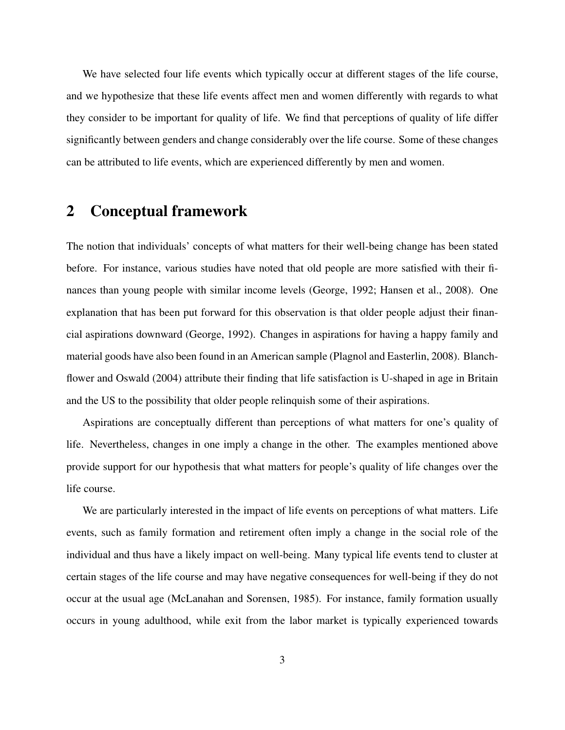We have selected four life events which typically occur at different stages of the life course, and we hypothesize that these life events affect men and women differently with regards to what they consider to be important for quality of life. We find that perceptions of quality of life differ significantly between genders and change considerably over the life course. Some of these changes can be attributed to life events, which are experienced differently by men and women.

## 2 Conceptual framework

The notion that individuals' concepts of what matters for their well-being change has been stated before. For instance, various studies have noted that old people are more satisfied with their finances than young people with similar income levels (George, 1992; Hansen et al., 2008). One explanation that has been put forward for this observation is that older people adjust their financial aspirations downward (George, 1992). Changes in aspirations for having a happy family and material goods have also been found in an American sample (Plagnol and Easterlin, 2008). Blanchflower and Oswald (2004) attribute their finding that life satisfaction is U-shaped in age in Britain and the US to the possibility that older people relinquish some of their aspirations.

Aspirations are conceptually different than perceptions of what matters for one's quality of life. Nevertheless, changes in one imply a change in the other. The examples mentioned above provide support for our hypothesis that what matters for people's quality of life changes over the life course.

We are particularly interested in the impact of life events on perceptions of what matters. Life events, such as family formation and retirement often imply a change in the social role of the individual and thus have a likely impact on well-being. Many typical life events tend to cluster at certain stages of the life course and may have negative consequences for well-being if they do not occur at the usual age (McLanahan and Sorensen, 1985). For instance, family formation usually occurs in young adulthood, while exit from the labor market is typically experienced towards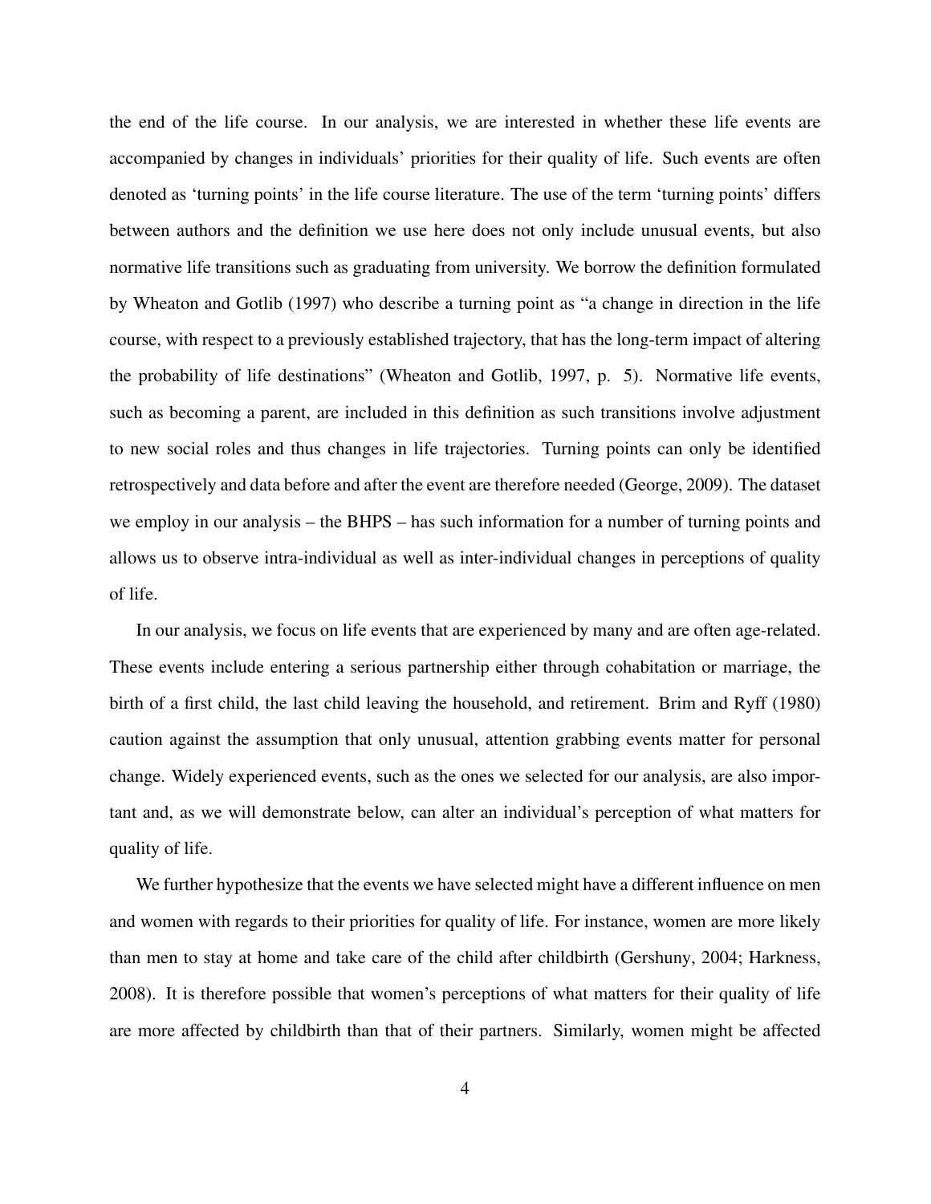the end of the life course. In our analysis, we are interested in whether these life events are accompanied by changes in individuals' priorities for their quality of life. Such events are often denoted as 'turning points' in the life course literature. The use of the term 'turning points' differs between authors and the definition we use here does not only include unusual events, but also normative life transitions such as graduating from university. We borrow the definition formulated by Wheaton and Gotlib (1997) who describe a turning point as "a change in direction in the life course, with respect to a previously established trajectory, that has the long-term impact of altering the probability of life destinations" (Wheaton and Gotlib, 1997, p. 5). Normative life events, such as becoming a parent, are included in this definition as such transitions involve adjustment to new social roles and thus changes in life trajectories. Turning points can only be identified retrospectively and data before and after the event are therefore needed (George, 2009). The dataset we employ in our analysis – the BHPS – has such information for a number of turning points and allows us to observe intra-individual as well as inter-individual changes in perceptions of quality of life.

In our analysis, we focus on life events that are experienced by many and are often age-related. These events include entering a serious partnership either through cohabitation or marriage, the birth of a first child, the last child leaving the household, and retirement. Brim and Ryff (1980) caution against the assumption that only unusual, attention grabbing events matter for personal change. Widely experienced events, such as the ones we selected for our analysis, are also important and, as we will demonstrate below, can alter an individual's perception of what matters for quality of life.

We further hypothesize that the events we have selected might have a different influence on men and women with regards to their priorities for quality of life. For instance, women are more likely than men to stay at home and take care of the child after childbirth (Gershuny, 2004; Harkness, 2008). It is therefore possible that women's perceptions of what matters for their quality of life are more affected by childbirth than that of their partners. Similarly, women might be affected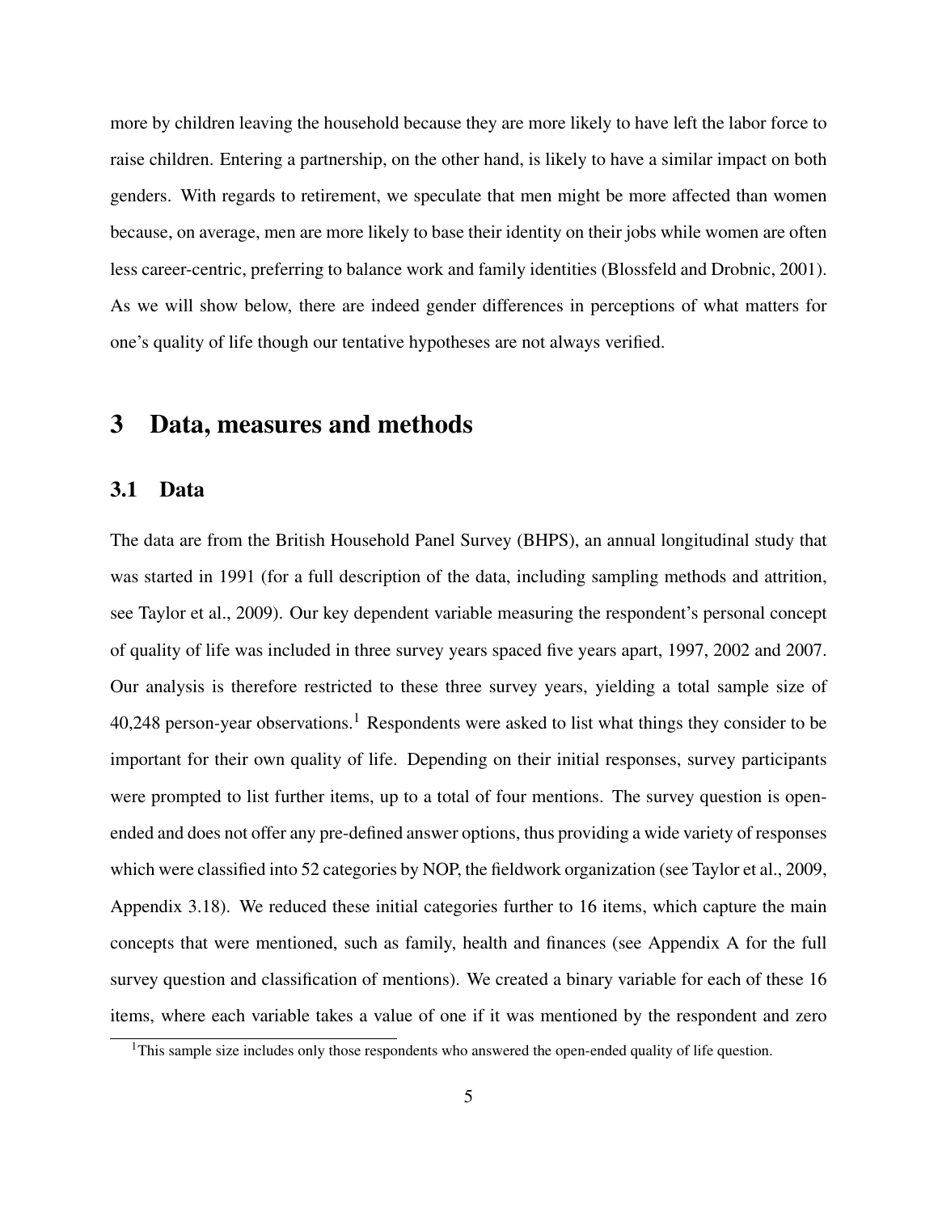more by children leaving the household because they are more likely to have left the labor force to raise children. Entering a partnership, on the other hand, is likely to have a similar impact on both genders. With regards to retirement, we speculate that men might be more affected than women because, on average, men are more likely to base their identity on their jobs while women are often less career-centric, preferring to balance work and family identities (Blossfeld and Drobnic, 2001). As we will show below, there are indeed gender differences in perceptions of what matters for one's quality of life though our tentative hypotheses are not always verified.

# 3 Data, measures and methods

## 3.1 Data

The data are from the British Household Panel Survey (BHPS), an annual longitudinal study that was started in 1991 (for a full description of the data, including sampling methods and attrition, see Taylor et al., 2009). Our key dependent variable measuring the respondent's personal concept of quality of life was included in three survey years spaced five years apart, 1997, 2002 and 2007. Our analysis is therefore restricted to these three survey years, yielding a total sample size of 40,248 person-year observations.[1] Respondents were asked to list what things they consider to be important for their own quality of life. Depending on their initial responses, survey participants were prompted to list further items, up to a total of four mentions. The survey question is open-ended and does not offer any pre-defined answer options, thus providing a wide variety of responses which were classified into 52 categories by NOP, the fieldwork organization (see Taylor et al., 2009, Appendix 3.18). We reduced these initial categories further to 16 items, which capture the main concepts that were mentioned, such as family, health and finances (see Appendix A for the full survey question and classification of mentions). We created a binary variable for each of these 16 items, where each variable takes a value of one if it was mentioned by the respondent and zero

[1] This sample size includes only those respondents who answered the open-ended quality of life question.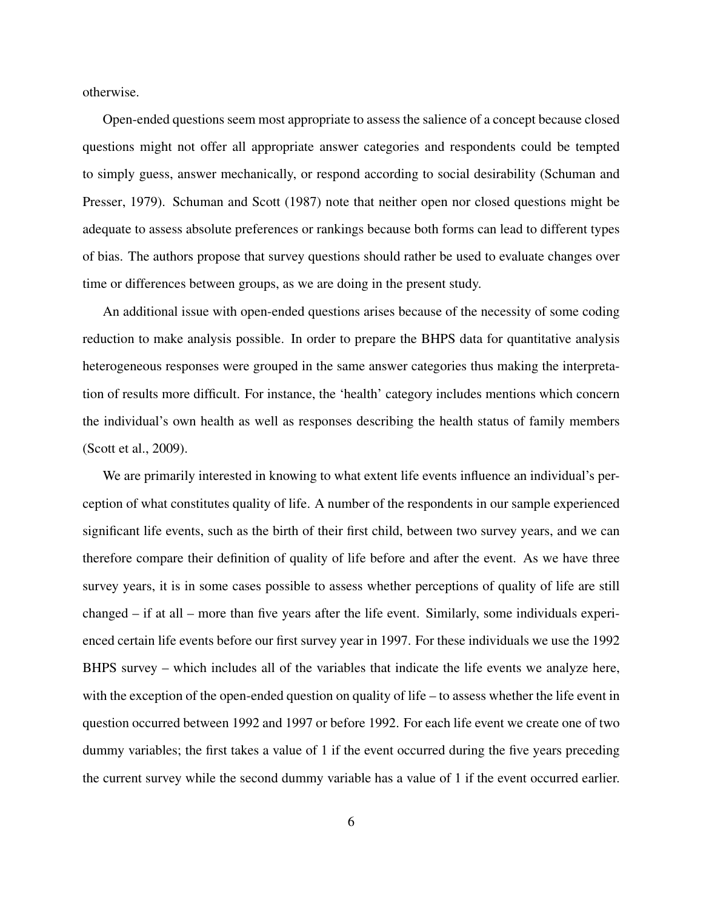otherwise.

Open-ended questions seem most appropriate to assess the salience of a concept because closed questions might not offer all appropriate answer categories and respondents could be tempted to simply guess, answer mechanically, or respond according to social desirability (Schuman and Presser, 1979). Schuman and Scott (1987) note that neither open nor closed questions might be adequate to assess absolute preferences or rankings because both forms can lead to different types of bias. The authors propose that survey questions should rather be used to evaluate changes over time or differences between groups, as we are doing in the present study.

An additional issue with open-ended questions arises because of the necessity of some coding reduction to make analysis possible. In order to prepare the BHPS data for quantitative analysis heterogeneous responses were grouped in the same answer categories thus making the interpretation of results more difficult. For instance, the 'health' category includes mentions which concern the individual's own health as well as responses describing the health status of family members (Scott et al., 2009).

We are primarily interested in knowing to what extent life events influence an individual's perception of what constitutes quality of life. A number of the respondents in our sample experienced significant life events, such as the birth of their first child, between two survey years, and we can therefore compare their definition of quality of life before and after the event. As we have three survey years, it is in some cases possible to assess whether perceptions of quality of life are still changed – if at all – more than five years after the life event. Similarly, some individuals experienced certain life events before our first survey year in 1997. For these individuals we use the 1992 BHPS survey – which includes all of the variables that indicate the life events we analyze here, with the exception of the open-ended question on quality of life – to assess whether the life event in question occurred between 1992 and 1997 or before 1992. For each life event we create one of two dummy variables; the first takes a value of 1 if the event occurred during the five years preceding the current survey while the second dummy variable has a value of 1 if the event occurred earlier.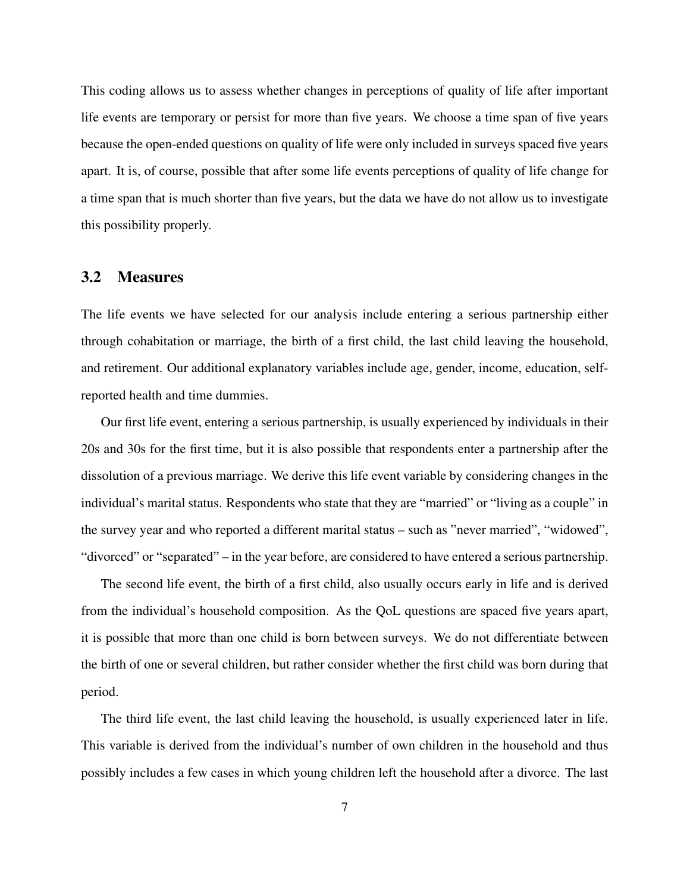This coding allows us to assess whether changes in perceptions of quality of life after important life events are temporary or persist for more than five years. We choose a time span of five years because the open-ended questions on quality of life were only included in surveys spaced five years apart. It is, of course, possible that after some life events perceptions of quality of life change for a time span that is much shorter than five years, but the data we have do not allow us to investigate this possibility properly.

## 3.2 Measures

The life events we have selected for our analysis include entering a serious partnership either through cohabitation or marriage, the birth of a first child, the last child leaving the household, and retirement. Our additional explanatory variables include age, gender, income, education, self-reported health and time dummies.

Our first life event, entering a serious partnership, is usually experienced by individuals in their 20s and 30s for the first time, but it is also possible that respondents enter a partnership after the dissolution of a previous marriage. We derive this life event variable by considering changes in the individual's marital status. Respondents who state that they are "married" or "living as a couple" in the survey year and who reported a different marital status – such as "never married", "widowed", "divorced" or "separated" – in the year before, are considered to have entered a serious partnership.

The second life event, the birth of a first child, also usually occurs early in life and is derived from the individual's household composition. As the QoL questions are spaced five years apart, it is possible that more than one child is born between surveys. We do not differentiate between the birth of one or several children, but rather consider whether the first child was born during that period.

The third life event, the last child leaving the household, is usually experienced later in life. This variable is derived from the individual's number of own children in the household and thus possibly includes a few cases in which young children left the household after a divorce. The last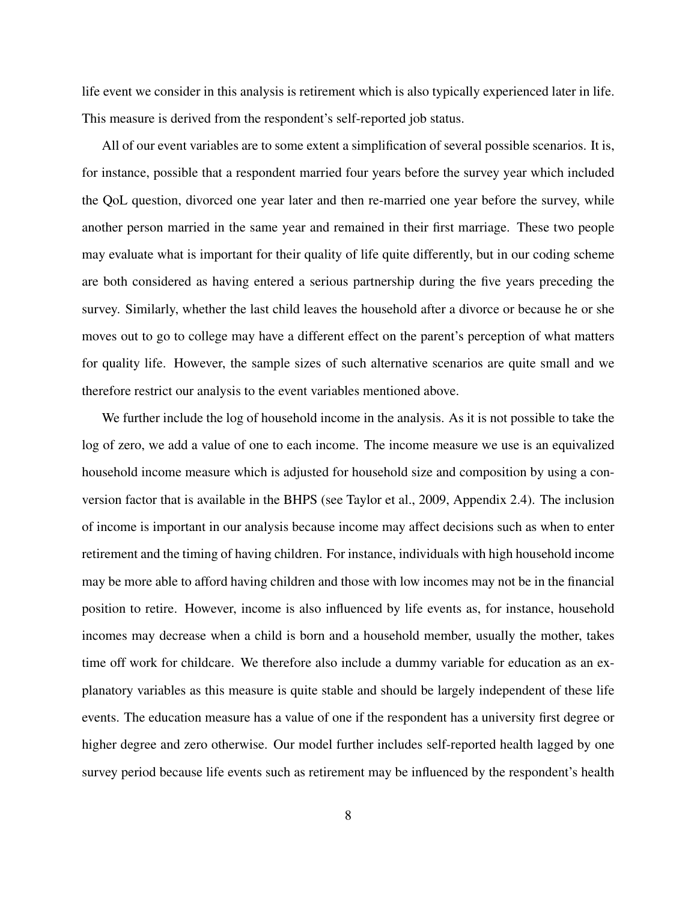life event we consider in this analysis is retirement which is also typically experienced later in life. This measure is derived from the respondent's self-reported job status.

All of our event variables are to some extent a simplification of several possible scenarios. It is, for instance, possible that a respondent married four years before the survey year which included the QoL question, divorced one year later and then re-married one year before the survey, while another person married in the same year and remained in their first marriage. These two people may evaluate what is important for their quality of life quite differently, but in our coding scheme are both considered as having entered a serious partnership during the five years preceding the survey. Similarly, whether the last child leaves the household after a divorce or because he or she moves out to go to college may have a different effect on the parent's perception of what matters for quality life. However, the sample sizes of such alternative scenarios are quite small and we therefore restrict our analysis to the event variables mentioned above.

We further include the log of household income in the analysis. As it is not possible to take the log of zero, we add a value of one to each income. The income measure we use is an equivalized household income measure which is adjusted for household size and composition by using a conversion factor that is available in the BHPS (see Taylor et al., 2009, Appendix 2.4). The inclusion of income is important in our analysis because income may affect decisions such as when to enter retirement and the timing of having children. For instance, individuals with high household income may be more able to afford having children and those with low incomes may not be in the financial position to retire. However, income is also influenced by life events as, for instance, household incomes may decrease when a child is born and a household member, usually the mother, takes time off work for childcare. We therefore also include a dummy variable for education as an explanatory variables as this measure is quite stable and should be largely independent of these life events. The education measure has a value of one if the respondent has a university first degree or higher degree and zero otherwise. Our model further includes self-reported health lagged by one survey period because life events such as retirement may be influenced by the respondent's health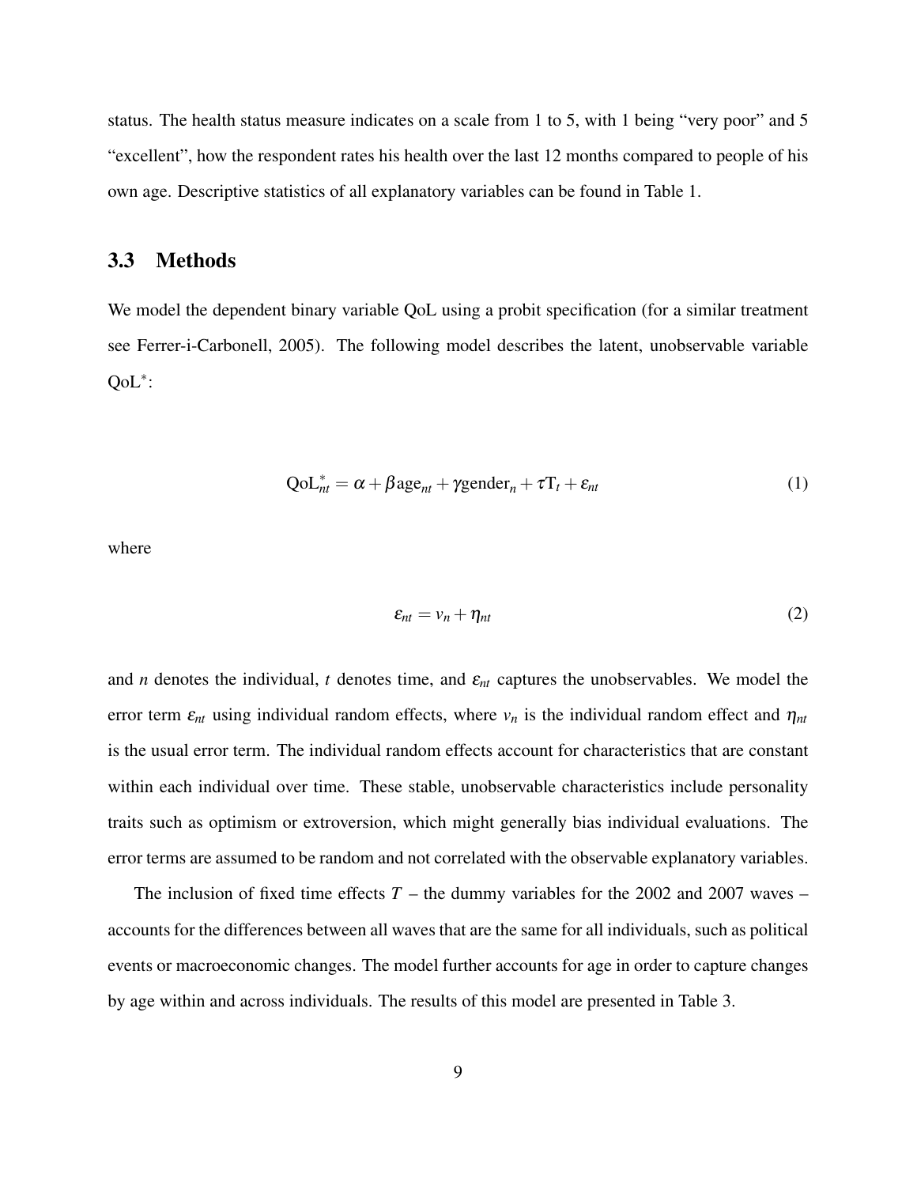status. The health status measure indicates on a scale from 1 to 5, with 1 being "very poor" and 5 "excellent", how the respondent rates his health over the last 12 months compared to people of his own age. Descriptive statistics of all explanatory variables can be found in Table 1.

### 3.3 Methods

We model the dependent binary variable QoL using a probit specification (for a similar treatment see Ferrer-i-Carbonell, 2005). The following model describes the latent, unobservable variable $\text{QoL}^*$:

$$\text{QoL}^*_{nt} = \alpha + \beta \text{age}_{nt} + \gamma \text{gender}_n + \tau \text{T}_t + \varepsilon_{nt} \tag{1}$$

where

$$\varepsilon_{nt} = v_n + \eta_{nt} \tag{2}$$

and $n$ denotes the individual, $t$ denotes time, and $\varepsilon_{nt}$ captures the unobservables. We model the error term $\varepsilon_{nt}$ using individual random effects, where $v_n$ is the individual random effect and $\eta_{nt}$ is the usual error term. The individual random effects account for characteristics that are constant within each individual over time. These stable, unobservable characteristics include personality traits such as optimism or extroversion, which might generally bias individual evaluations. The error terms are assumed to be random and not correlated with the observable explanatory variables.

The inclusion of fixed time effects $T$ – the dummy variables for the 2002 and 2007 waves – accounts for the differences between all waves that are the same for all individuals, such as political events or macroeconomic changes. The model further accounts for age in order to capture changes by age within and across individuals. The results of this model are presented in Table 3.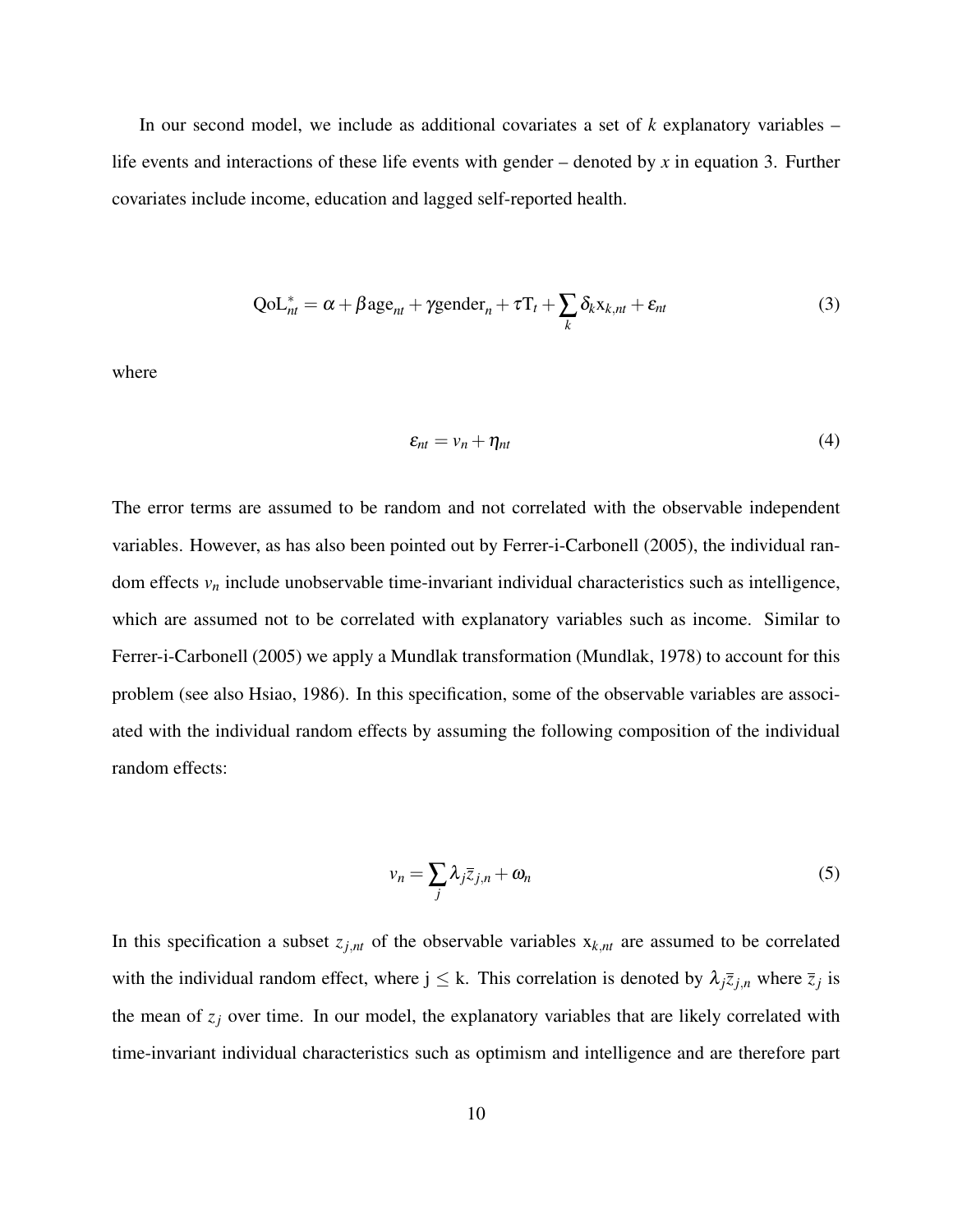In our second model, we include as additional covariates a set of $k$ explanatory variables – life events and interactions of these life events with gender – denoted by $x$ in equation 3. Further covariates include income, education and lagged self-reported health.

$$\text{QoL}^*_{nt} = \alpha + \beta \text{age}_{nt} + \gamma \text{gender}_n + \tau \text{T}_t + \sum_k \delta_k \text{x}_{k,nt} + \varepsilon_{nt} \tag{3}$$

where

$$\varepsilon_{nt} = v_n + \eta_{nt} \tag{4}$$

The error terms are assumed to be random and not correlated with the observable independent variables. However, as has also been pointed out by Ferrer-i-Carbonell (2005), the individual random effects $v_n$ include unobservable time-invariant individual characteristics such as intelligence, which are assumed not to be correlated with explanatory variables such as income. Similar to Ferrer-i-Carbonell (2005) we apply a Mundlak transformation (Mundlak, 1978) to account for this problem (see also Hsiao, 1986). In this specification, some of the observable variables are associated with the individual random effects by assuming the following composition of the individual random effects:

$$v_n = \sum_j \lambda_j \bar{z}_{j,n} + \omega_n \tag{5}$$

In this specification a subset $z_{j,nt}$ of the observable variables $\text{x}_{k,nt}$ are assumed to be correlated with the individual random effect, where $j \leq k$. This correlation is denoted by $\lambda_j \bar{z}_{j,n}$ where $\bar{z}_j$ is the mean of $z_j$ over time. In our model, the explanatory variables that are likely correlated with time-invariant individual characteristics such as optimism and intelligence and are therefore part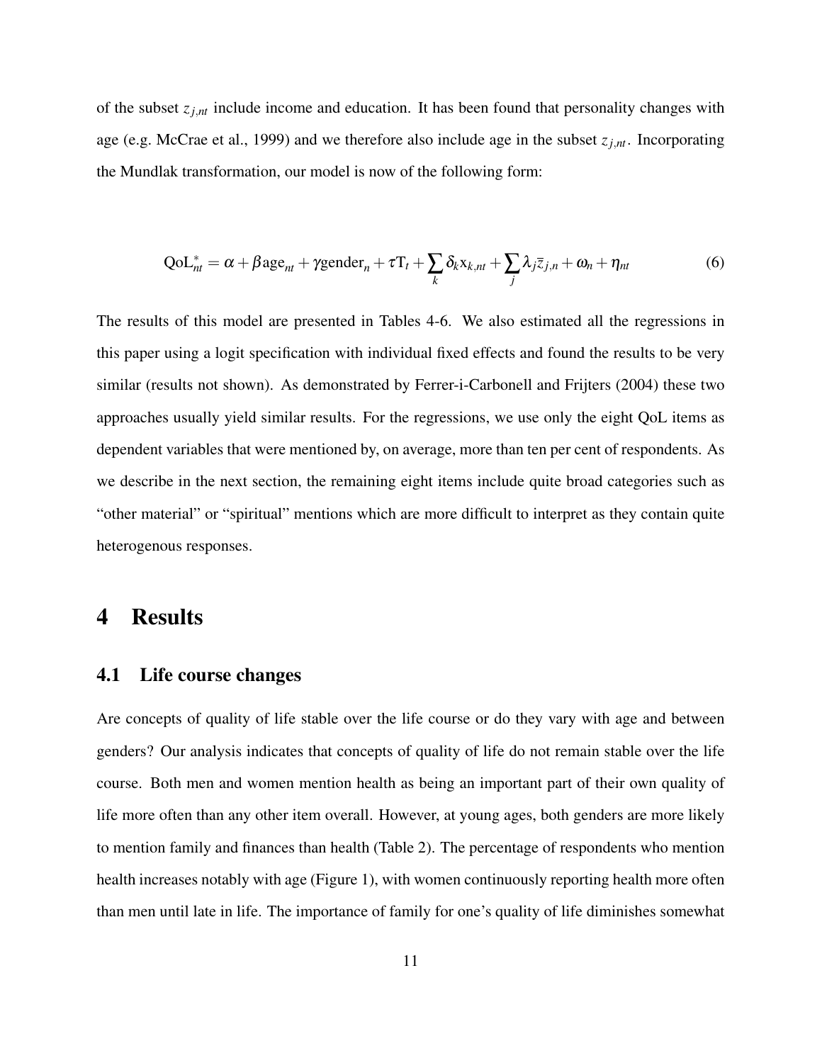of the subset $z_{j,nt}$ include income and education. It has been found that personality changes with age (e.g. McCrae et al., 1999) and we therefore also include age in the subset $z_{j,nt}$. Incorporating the Mundlak transformation, our model is now of the following form:

$$\text{QoL}^*_{nt} = \alpha + \beta \text{age}_{nt} + \gamma \text{gender}_n + \tau \text{T}_t + \sum_k \delta_k \text{x}_{k,nt} + \sum_j \lambda_j \bar{z}_{j,n} + \omega_n + \eta_{nt} \tag{6}$$

The results of this model are presented in Tables 4-6. We also estimated all the regressions in this paper using a logit specification with individual fixed effects and found the results to be very similar (results not shown). As demonstrated by Ferrer-i-Carbonell and Frijters (2004) these two approaches usually yield similar results. For the regressions, we use only the eight QoL items as dependent variables that were mentioned by, on average, more than ten per cent of respondents. As we describe in the next section, the remaining eight items include quite broad categories such as "other material" or "spiritual" mentions which are more difficult to interpret as they contain quite heterogenous responses.

# 4 Results

## 4.1 Life course changes

Are concepts of quality of life stable over the life course or do they vary with age and between genders? Our analysis indicates that concepts of quality of life do not remain stable over the life course. Both men and women mention health as being an important part of their own quality of life more often than any other item overall. However, at young ages, both genders are more likely to mention family and finances than health (Table 2). The percentage of respondents who mention health increases notably with age (Figure 1), with women continuously reporting health more often than men until late in life. The importance of family for one's quality of life diminishes somewhat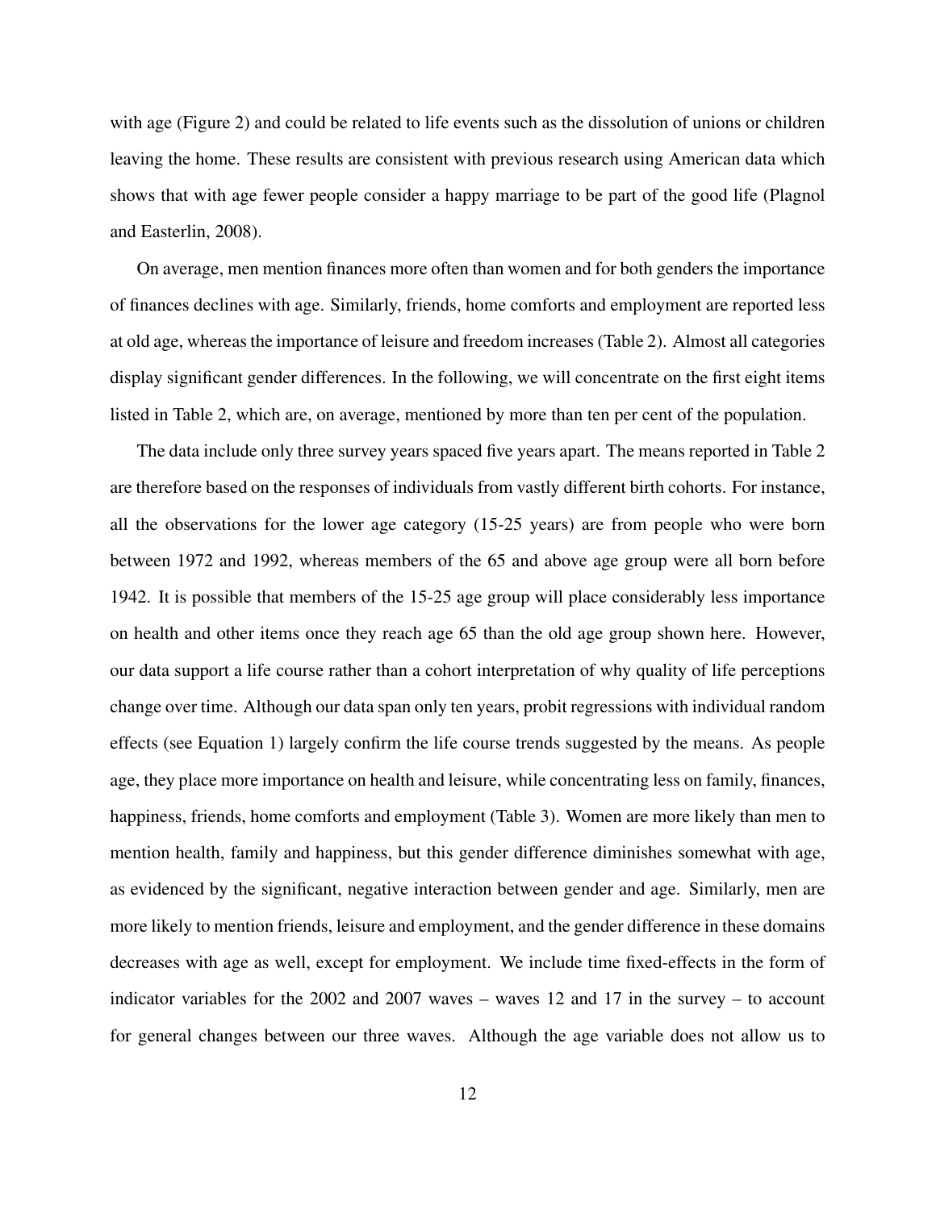with age (Figure 2) and could be related to life events such as the dissolution of unions or children leaving the home. These results are consistent with previous research using American data which shows that with age fewer people consider a happy marriage to be part of the good life (Plagnol and Easterlin, 2008).

On average, men mention finances more often than women and for both genders the importance of finances declines with age. Similarly, friends, home comforts and employment are reported less at old age, whereas the importance of leisure and freedom increases (Table 2). Almost all categories display significant gender differences. In the following, we will concentrate on the first eight items listed in Table 2, which are, on average, mentioned by more than ten per cent of the population.

The data include only three survey years spaced five years apart. The means reported in Table 2 are therefore based on the responses of individuals from vastly different birth cohorts. For instance, all the observations for the lower age category (15-25 years) are from people who were born between 1972 and 1992, whereas members of the 65 and above age group were all born before 1942. It is possible that members of the 15-25 age group will place considerably less importance on health and other items once they reach age 65 than the old age group shown here. However, our data support a life course rather than a cohort interpretation of why quality of life perceptions change over time. Although our data span only ten years, probit regressions with individual random effects (see Equation 1) largely confirm the life course trends suggested by the means. As people age, they place more importance on health and leisure, while concentrating less on family, finances, happiness, friends, home comforts and employment (Table 3). Women are more likely than men to mention health, family and happiness, but this gender difference diminishes somewhat with age, as evidenced by the significant, negative interaction between gender and age. Similarly, men are more likely to mention friends, leisure and employment, and the gender difference in these domains decreases with age as well, except for employment. We include time fixed-effects in the form of indicator variables for the 2002 and 2007 waves – waves 12 and 17 in the survey – to account for general changes between our three waves. Although the age variable does not allow us to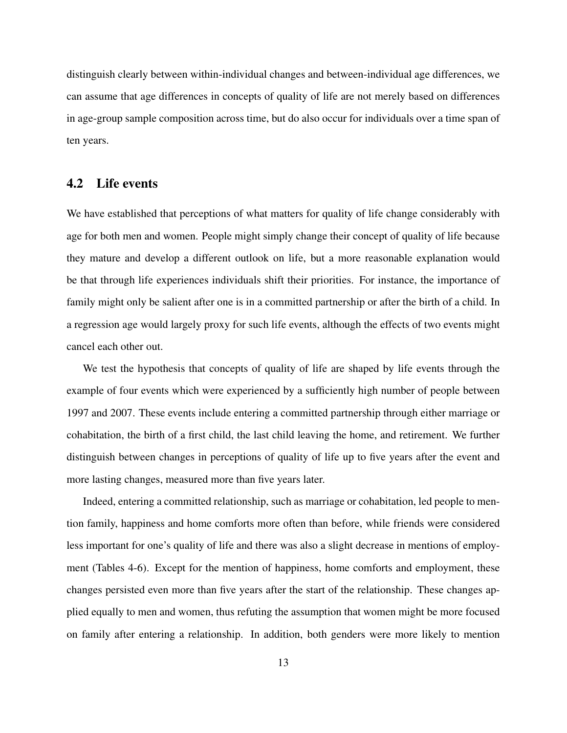distinguish clearly between within-individual changes and between-individual age differences, we can assume that age differences in concepts of quality of life are not merely based on differences in age-group sample composition across time, but do also occur for individuals over a time span of ten years.

## 4.2 Life events

We have established that perceptions of what matters for quality of life change considerably with age for both men and women. People might simply change their concept of quality of life because they mature and develop a different outlook on life, but a more reasonable explanation would be that through life experiences individuals shift their priorities. For instance, the importance of family might only be salient after one is in a committed partnership or after the birth of a child. In a regression age would largely proxy for such life events, although the effects of two events might cancel each other out.

We test the hypothesis that concepts of quality of life are shaped by life events through the example of four events which were experienced by a sufficiently high number of people between 1997 and 2007. These events include entering a committed partnership through either marriage or cohabitation, the birth of a first child, the last child leaving the home, and retirement. We further distinguish between changes in perceptions of quality of life up to five years after the event and more lasting changes, measured more than five years later.

Indeed, entering a committed relationship, such as marriage or cohabitation, led people to mention family, happiness and home comforts more often than before, while friends were considered less important for one's quality of life and there was also a slight decrease in mentions of employment (Tables 4-6). Except for the mention of happiness, home comforts and employment, these changes persisted even more than five years after the start of the relationship. These changes applied equally to men and women, thus refuting the assumption that women might be more focused on family after entering a relationship. In addition, both genders were more likely to mention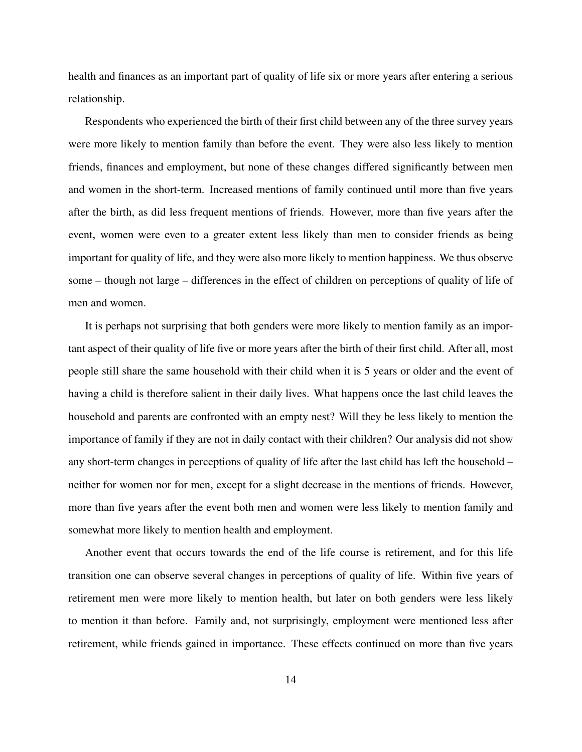health and finances as an important part of quality of life six or more years after entering a serious relationship.

Respondents who experienced the birth of their first child between any of the three survey years were more likely to mention family than before the event. They were also less likely to mention friends, finances and employment, but none of these changes differed significantly between men and women in the short-term. Increased mentions of family continued until more than five years after the birth, as did less frequent mentions of friends. However, more than five years after the event, women were even to a greater extent less likely than men to consider friends as being important for quality of life, and they were also more likely to mention happiness. We thus observe some – though not large – differences in the effect of children on perceptions of quality of life of men and women.

It is perhaps not surprising that both genders were more likely to mention family as an important aspect of their quality of life five or more years after the birth of their first child. After all, most people still share the same household with their child when it is 5 years or older and the event of having a child is therefore salient in their daily lives. What happens once the last child leaves the household and parents are confronted with an empty nest? Will they be less likely to mention the importance of family if they are not in daily contact with their children? Our analysis did not show any short-term changes in perceptions of quality of life after the last child has left the household – neither for women nor for men, except for a slight decrease in the mentions of friends. However, more than five years after the event both men and women were less likely to mention family and somewhat more likely to mention health and employment.

Another event that occurs towards the end of the life course is retirement, and for this life transition one can observe several changes in perceptions of quality of life. Within five years of retirement men were more likely to mention health, but later on both genders were less likely to mention it than before. Family and, not surprisingly, employment were mentioned less after retirement, while friends gained in importance. These effects continued on more than five years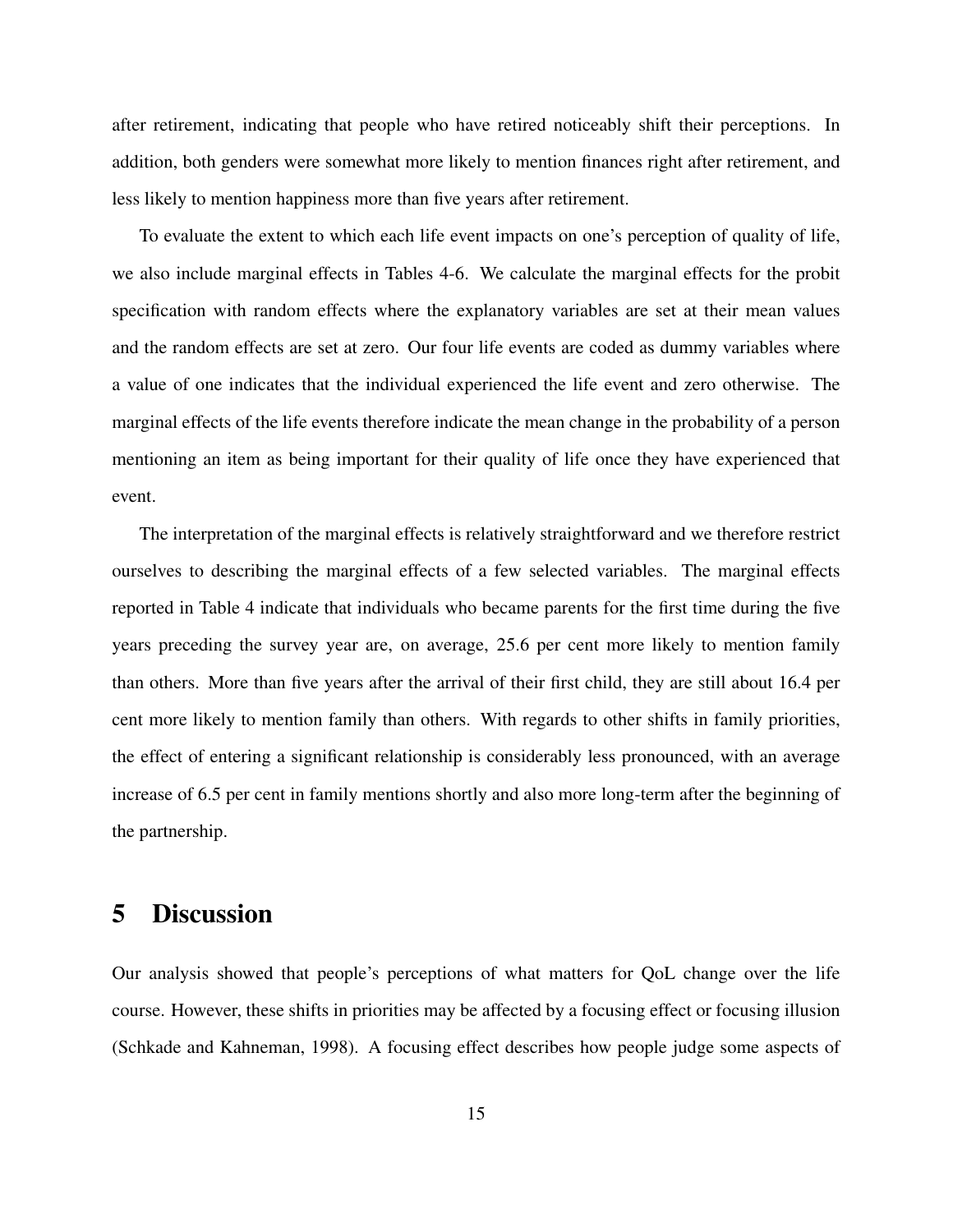after retirement, indicating that people who have retired noticeably shift their perceptions. In addition, both genders were somewhat more likely to mention finances right after retirement, and less likely to mention happiness more than five years after retirement.

To evaluate the extent to which each life event impacts on one's perception of quality of life, we also include marginal effects in Tables 4-6. We calculate the marginal effects for the probit specification with random effects where the explanatory variables are set at their mean values and the random effects are set at zero. Our four life events are coded as dummy variables where a value of one indicates that the individual experienced the life event and zero otherwise. The marginal effects of the life events therefore indicate the mean change in the probability of a person mentioning an item as being important for their quality of life once they have experienced that event.

The interpretation of the marginal effects is relatively straightforward and we therefore restrict ourselves to describing the marginal effects of a few selected variables. The marginal effects reported in Table 4 indicate that individuals who became parents for the first time during the five years preceding the survey year are, on average, 25.6 per cent more likely to mention family than others. More than five years after the arrival of their first child, they are still about 16.4 per cent more likely to mention family than others. With regards to other shifts in family priorities, the effect of entering a significant relationship is considerably less pronounced, with an average increase of 6.5 per cent in family mentions shortly and also more long-term after the beginning of the partnership.

# 5 Discussion

Our analysis showed that people's perceptions of what matters for QoL change over the life course. However, these shifts in priorities may be affected by a focusing effect or focusing illusion (Schkade and Kahneman, 1998). A focusing effect describes how people judge some aspects of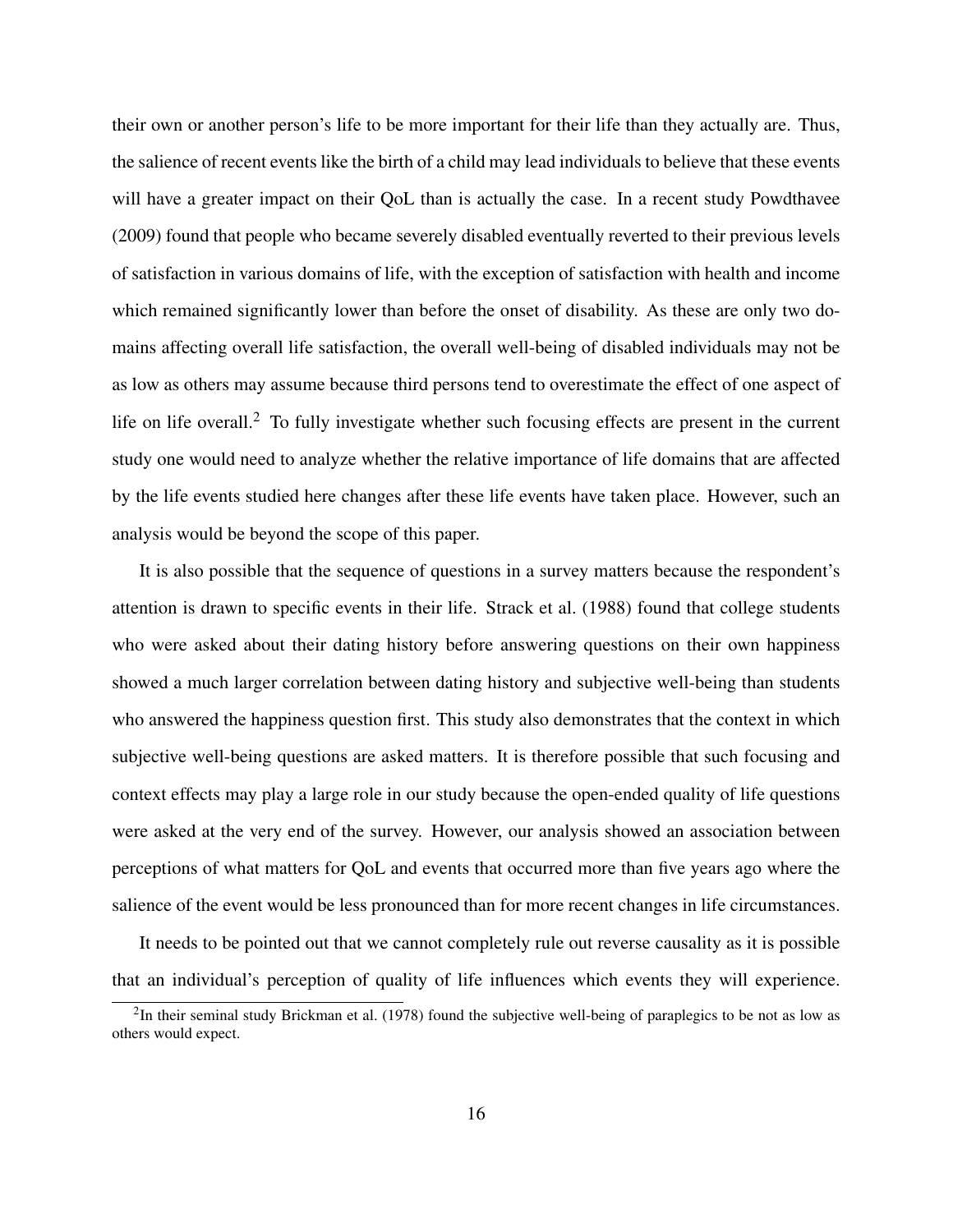their own or another person's life to be more important for their life than they actually are. Thus, the salience of recent events like the birth of a child may lead individuals to believe that these events will have a greater impact on their QoL than is actually the case. In a recent study Powdthavee (2009) found that people who became severely disabled eventually reverted to their previous levels of satisfaction in various domains of life, with the exception of satisfaction with health and income which remained significantly lower than before the onset of disability. As these are only two domains affecting overall life satisfaction, the overall well-being of disabled individuals may not be as low as others may assume because third persons tend to overestimate the effect of one aspect of life on life overall.[2] To fully investigate whether such focusing effects are present in the current study one would need to analyze whether the relative importance of life domains that are affected by the life events studied here changes after these life events have taken place. However, such an analysis would be beyond the scope of this paper.

It is also possible that the sequence of questions in a survey matters because the respondent's attention is drawn to specific events in their life. Strack et al. (1988) found that college students who were asked about their dating history before answering questions on their own happiness showed a much larger correlation between dating history and subjective well-being than students who answered the happiness question first. This study also demonstrates that the context in which subjective well-being questions are asked matters. It is therefore possible that such focusing and context effects may play a large role in our study because the open-ended quality of life questions were asked at the very end of the survey. However, our analysis showed an association between perceptions of what matters for QoL and events that occurred more than five years ago where the salience of the event would be less pronounced than for more recent changes in life circumstances.

It needs to be pointed out that we cannot completely rule out reverse causality as it is possible that an individual's perception of quality of life influences which events they will experience.

[2] In their seminal study Brickman et al. (1978) found the subjective well-being of paraplegics to be not as low as others would expect.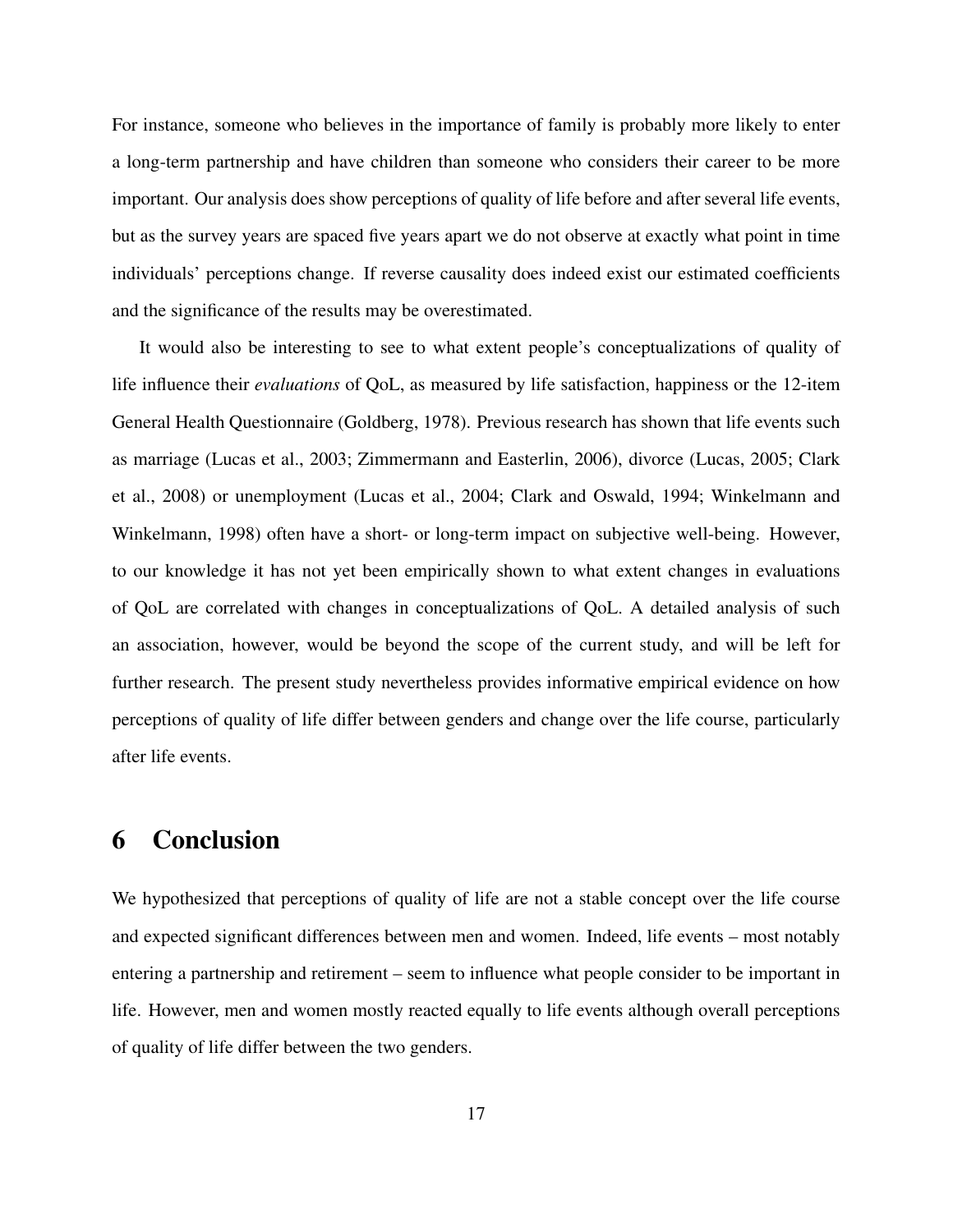For instance, someone who believes in the importance of family is probably more likely to enter a long-term partnership and have children than someone who considers their career to be more important. Our analysis does show perceptions of quality of life before and after several life events, but as the survey years are spaced five years apart we do not observe at exactly what point in time individuals' perceptions change. If reverse causality does indeed exist our estimated coefficients and the significance of the results may be overestimated.

It would also be interesting to see to what extent people's conceptualizations of quality of life influence their *evaluations* of QoL, as measured by life satisfaction, happiness or the 12-item General Health Questionnaire (Goldberg, 1978). Previous research has shown that life events such as marriage (Lucas et al., 2003; Zimmermann and Easterlin, 2006), divorce (Lucas, 2005; Clark et al., 2008) or unemployment (Lucas et al., 2004; Clark and Oswald, 1994; Winkelmann and Winkelmann, 1998) often have a short- or long-term impact on subjective well-being. However, to our knowledge it has not yet been empirically shown to what extent changes in evaluations of QoL are correlated with changes in conceptualizations of QoL. A detailed analysis of such an association, however, would be beyond the scope of the current study, and will be left for further research. The present study nevertheless provides informative empirical evidence on how perceptions of quality of life differ between genders and change over the life course, particularly after life events.

# 6 Conclusion

We hypothesized that perceptions of quality of life are not a stable concept over the life course and expected significant differences between men and women. Indeed, life events – most notably entering a partnership and retirement – seem to influence what people consider to be important in life. However, men and women mostly reacted equally to life events although overall perceptions of quality of life differ between the two genders.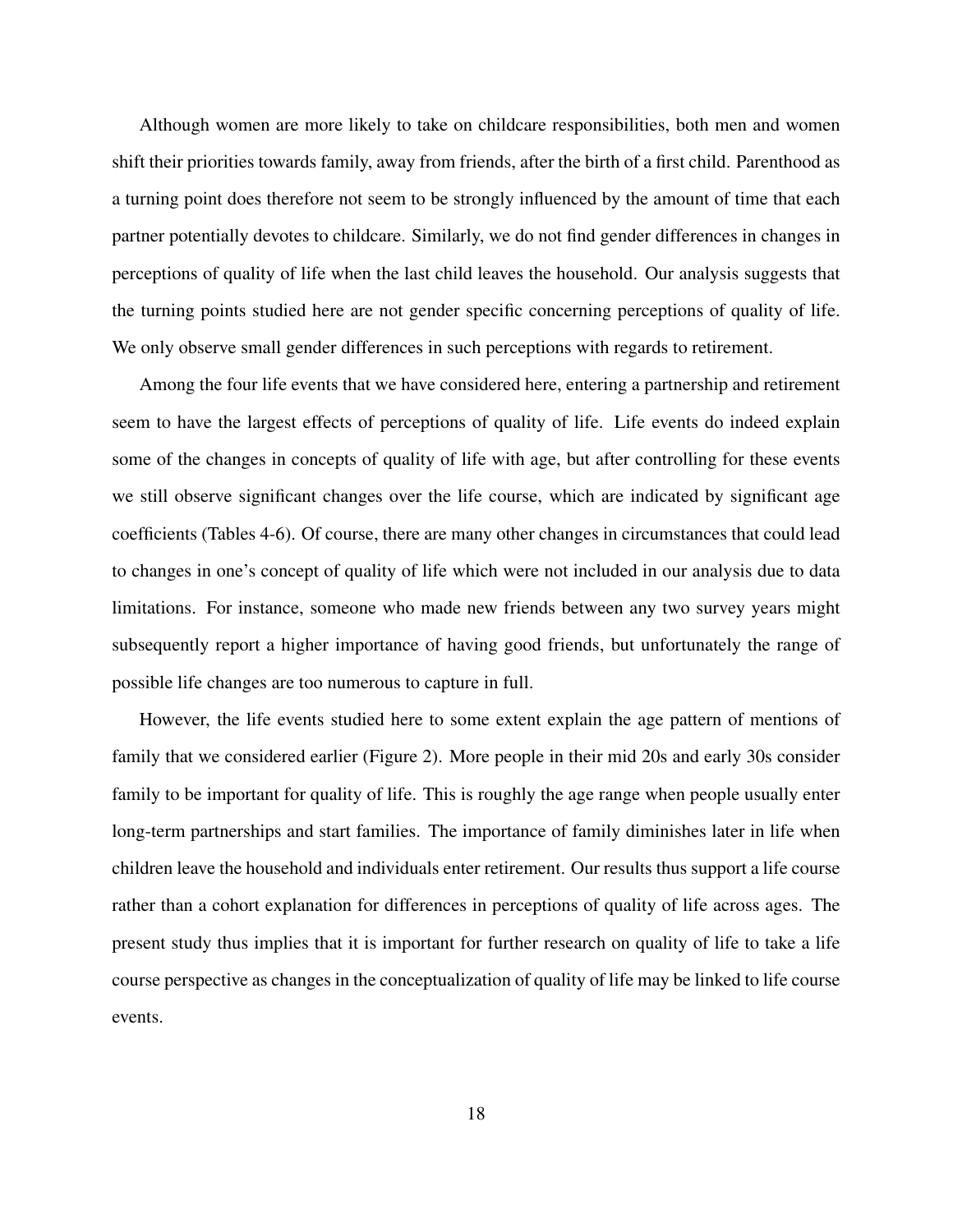Although women are more likely to take on childcare responsibilities, both men and women shift their priorities towards family, away from friends, after the birth of a first child. Parenthood as a turning point does therefore not seem to be strongly influenced by the amount of time that each partner potentially devotes to childcare. Similarly, we do not find gender differences in changes in perceptions of quality of life when the last child leaves the household. Our analysis suggests that the turning points studied here are not gender specific concerning perceptions of quality of life. We only observe small gender differences in such perceptions with regards to retirement.

Among the four life events that we have considered here, entering a partnership and retirement seem to have the largest effects of perceptions of quality of life. Life events do indeed explain some of the changes in concepts of quality of life with age, but after controlling for these events we still observe significant changes over the life course, which are indicated by significant age coefficients (Tables 4-6). Of course, there are many other changes in circumstances that could lead to changes in one's concept of quality of life which were not included in our analysis due to data limitations. For instance, someone who made new friends between any two survey years might subsequently report a higher importance of having good friends, but unfortunately the range of possible life changes are too numerous to capture in full.

However, the life events studied here to some extent explain the age pattern of mentions of family that we considered earlier (Figure 2). More people in their mid 20s and early 30s consider family to be important for quality of life. This is roughly the age range when people usually enter long-term partnerships and start families. The importance of family diminishes later in life when children leave the household and individuals enter retirement. Our results thus support a life course rather than a cohort explanation for differences in perceptions of quality of life across ages. The present study thus implies that it is important for further research on quality of life to take a life course perspective as changes in the conceptualization of quality of life may be linked to life course events.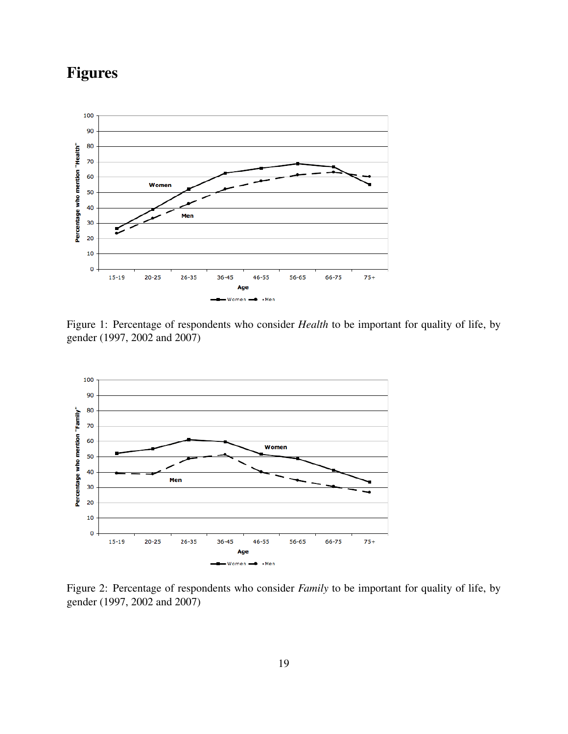# Figures

Figure 1: Percentage of respondents who consider *Health* to be important for quality of life, by gender (1997, 2002 and 2007)

Figure 2: Percentage of respondents who consider *Family* to be important for quality of life, by gender (1997, 2002 and 2007)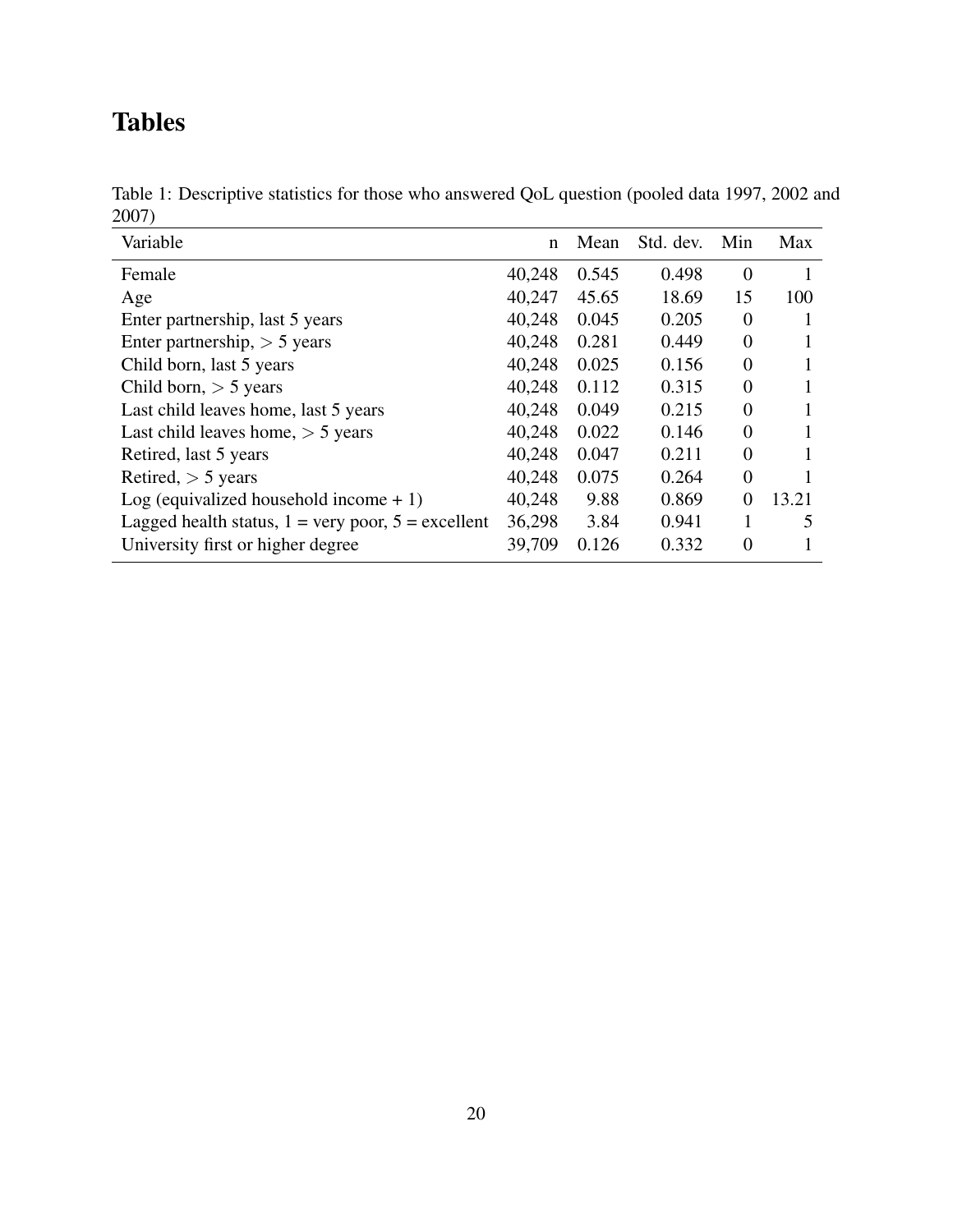# Tables

Table 1: Descriptive statistics for those who answered QoL question (pooled data 1997, 2002 and 2007)

| Variable | n | Mean | Std. dev. | Min | Max |
|---|---|---|---|---|---|
| Female | 40,248 | 0.545 | 0.498 | 0 | 1 |
| Age | 40,247 | 45.65 | 18.69 | 15 | 100 |
| Enter partnership, last 5 years | 40,248 | 0.045 | 0.205 | 0 | 1 |
| Enter partnership, > 5 years | 40,248 | 0.281 | 0.449 | 0 | 1 |
| Child born, last 5 years | 40,248 | 0.025 | 0.156 | 0 | 1 |
| Child born, > 5 years | 40,248 | 0.112 | 0.315 | 0 | 1 |
| Last child leaves home, last 5 years | 40,248 | 0.049 | 0.215 | 0 | 1 |
| Last child leaves home, > 5 years | 40,248 | 0.022 | 0.146 | 0 | 1 |
| Retired, last 5 years | 40,248 | 0.047 | 0.211 | 0 | 1 |
| Retired, > 5 years | 40,248 | 0.075 | 0.264 | 0 | 1 |
| Log (equivalized household income + 1) | 40,248 | 9.88 | 0.869 | 0 | 13.21 |
| Lagged health status, 1 = very poor, 5 = excellent | 36,298 | 3.84 | 0.941 | 1 | 5 |
| University first or higher degree | 39,709 | 0.126 | 0.332 | 0 | 1 |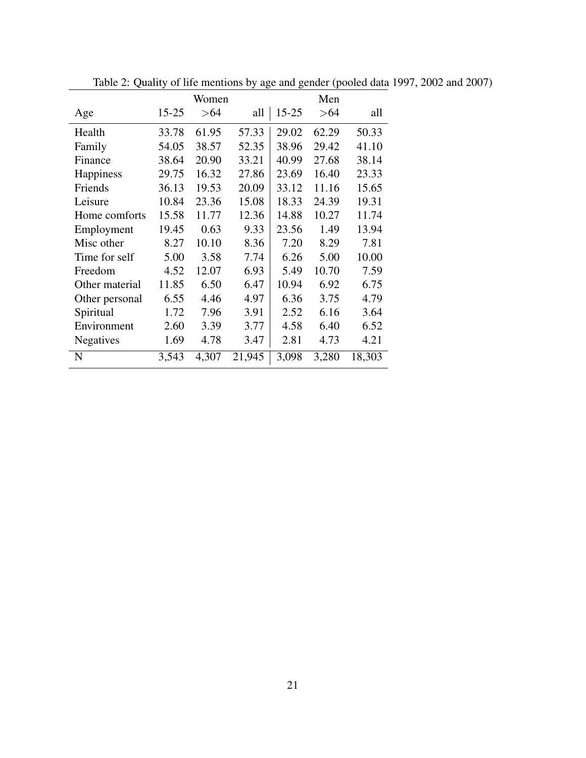Table 2: Quality of life mentions by age and gender (pooled data 1997, 2002 and 2007)

| | Women | | | Men | | |
|---|---|---|---|---|---|---|
| Age | 15-25 | >64 | all | 15-25 | >64 | all |
| Health | 33.78 | 61.95 | 57.33 | 29.02 | 62.29 | 50.33 |
| Family | 54.05 | 38.57 | 52.35 | 38.96 | 29.42 | 41.10 |
| Finance | 38.64 | 20.90 | 33.21 | 40.99 | 27.68 | 38.14 |
| Happiness | 29.75 | 16.32 | 27.86 | 23.69 | 16.40 | 23.33 |
| Friends | 36.13 | 19.53 | 20.09 | 33.12 | 11.16 | 15.65 |
| Leisure | 10.84 | 23.36 | 15.08 | 18.33 | 24.39 | 19.31 |
| Home comforts | 15.58 | 11.77 | 12.36 | 14.88 | 10.27 | 11.74 |
| Employment | 19.45 | 0.63 | 9.33 | 23.56 | 1.49 | 13.94 |
| Misc other | 8.27 | 10.10 | 8.36 | 7.20 | 8.29 | 7.81 |
| Time for self | 5.00 | 3.58 | 7.74 | 6.26 | 5.00 | 10.00 |
| Freedom | 4.52 | 12.07 | 6.93 | 5.49 | 10.70 | 7.59 |
| Other material | 11.85 | 6.50 | 6.47 | 10.94 | 6.92 | 6.75 |
| Other personal | 6.55 | 4.46 | 4.97 | 6.36 | 3.75 | 4.79 |
| Spiritual | 1.72 | 7.96 | 3.91 | 2.52 | 6.16 | 3.64 |
| Environment | 2.60 | 3.39 | 3.77 | 4.58 | 6.40 | 6.52 |
| Negatives | 1.69 | 4.78 | 3.47 | 2.81 | 4.73 | 4.21 |
| N | 3,543 | 4,307 | 21,945 | 3,098 | 3,280 | 18,303 |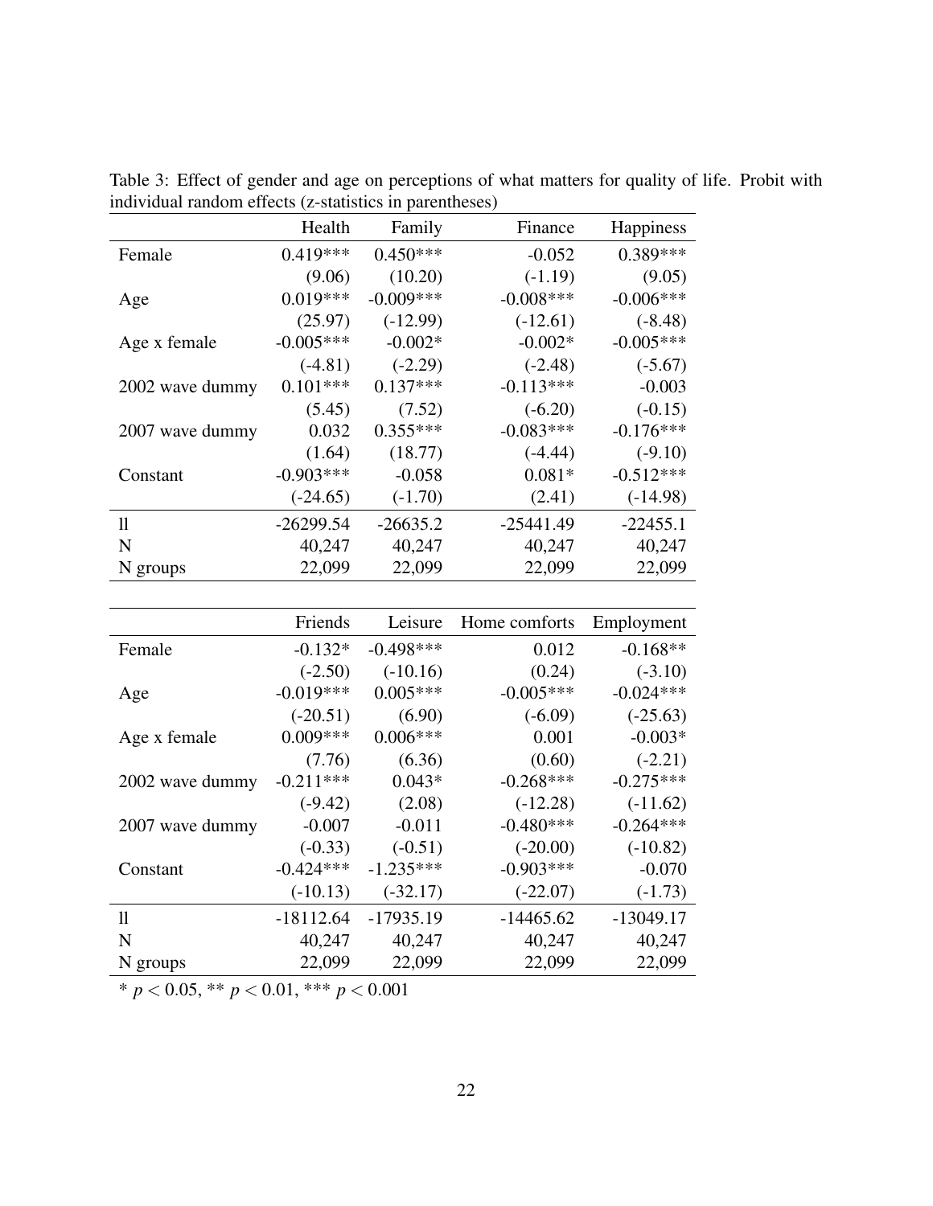Table 3: Effect of gender and age on perceptions of what matters for quality of life. Probit with individual random effects (z-statistics in parentheses)

| | Health | Family | Finance | Happiness |
|---|---|---|---|---|
| Female | 0.419*** | 0.450*** | -0.052 | 0.389*** |
| | (9.06) | (10.20) | (-1.19) | (9.05) |
| Age | 0.019*** | -0.009*** | -0.008*** | -0.006*** |
| | (25.97) | (-12.99) | (-12.61) | (-8.48) |
| Age x female | -0.005*** | -0.002* | -0.002* | -0.005*** |
| | (-4.81) | (-2.29) | (-2.48) | (-5.67) |
| 2002 wave dummy | 0.101*** | 0.137*** | -0.113*** | -0.003 |
| | (5.45) | (7.52) | (-6.20) | (-0.15) |
| 2007 wave dummy | 0.032 | 0.355*** | -0.083*** | -0.176*** |
| | (1.64) | (18.77) | (-4.44) | (-9.10) |
| Constant | -0.903*** | -0.058 | 0.081* | -0.512*** |
| | (-24.65) | (-1.70) | (2.41) | (-14.98) |
| ll | -26299.54 | -26635.2 | -25441.49 | -22455.1 |
| N | 40,247 | 40,247 | 40,247 | 40,247 |
| N groups | 22,099 | 22,099 | 22,099 | 22,099 |

| | Friends | Leisure | Home comforts | Employment |
|---|---|---|---|---|
| Female | -0.132* | -0.498*** | 0.012 | -0.168** |
| | (-2.50) | (-10.16) | (0.24) | (-3.10) |
| Age | -0.019*** | 0.005*** | -0.005*** | -0.024*** |
| | (-20.51) | (6.90) | (-6.09) | (-25.63) |
| Age x female | 0.009*** | 0.006*** | 0.001 | -0.003* |
| | (7.76) | (6.36) | (0.60) | (-2.21) |
| 2002 wave dummy | -0.211*** | 0.043* | -0.268*** | -0.275*** |
| | (-9.42) | (2.08) | (-12.28) | (-11.62) |
| 2007 wave dummy | -0.007 | -0.011 | -0.480*** | -0.264*** |
| | (-0.33) | (-0.51) | (-20.00) | (-10.82) |
| Constant | -0.424*** | -1.235*** | -0.903*** | -0.070 |
| | (-10.13) | (-32.17) | (-22.07) | (-1.73) |
| ll | -18112.64 | -17935.19 | -14465.62 | -13049.17 |
| N | 40,247 | 40,247 | 40,247 | 40,247 |
| N groups | 22,099 | 22,099 | 22,099 | 22,099 |

* $p < 0.05$, ** $p < 0.01$, *** $p < 0.001$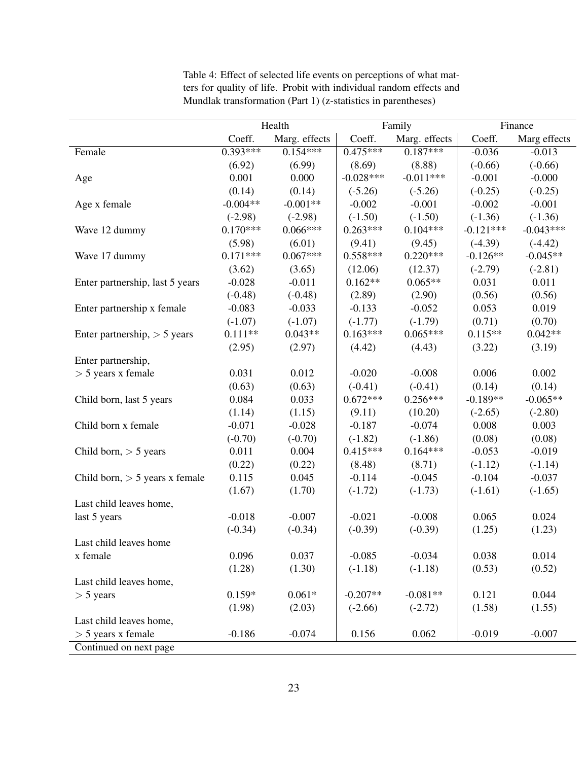Table 4: Effect of selected life events on perceptions of what matters for quality of life. Probit with individual random effects and Mundlak transformation (Part 1) (z-statistics in parentheses)

| | Health | | Family | | Finance | |
|---|---|---|---|---|---|---|
| | Coeff. | Marg. effects | Coeff. | Marg. effects | Coeff. | Marg effects |
| Female | 0.393*** | 0.154*** | 0.475*** | 0.187*** | -0.036 | -0.013 |
| | (6.92) | (6.99) | (8.69) | (8.88) | (-0.66) | (-0.66) |
| Age | 0.001 | 0.000 | -0.028*** | -0.011*** | -0.001 | -0.000 |
| | (0.14) | (0.14) | (-5.26) | (-5.26) | (-0.25) | (-0.25) |
| Age x female | -0.004** | -0.001** | -0.002 | -0.001 | -0.002 | -0.001 |
| | (-2.98) | (-2.98) | (-1.50) | (-1.50) | (-1.36) | (-1.36) |
| Wave 12 dummy | 0.170*** | 0.066*** | 0.263*** | 0.104*** | -0.121*** | -0.043*** |
| | (5.98) | (6.01) | (9.41) | (9.45) | (-4.39) | (-4.42) |
| Wave 17 dummy | 0.171*** | 0.067*** | 0.558*** | 0.220*** | -0.126** | -0.045** |
| | (3.62) | (3.65) | (12.06) | (12.37) | (-2.79) | (-2.81) |
| Enter partnership, last 5 years | -0.028 | -0.011 | 0.162** | 0.065** | 0.031 | 0.011 |
| | (-0.48) | (-0.48) | (2.89) | (2.90) | (0.56) | (0.56) |
| Enter partnership x female | -0.083 | -0.033 | -0.133 | -0.052 | 0.053 | 0.019 |
| | (-1.07) | (-1.07) | (-1.77) | (-1.79) | (0.71) | (0.70) |
| Enter partnership, > 5 years | 0.111** | 0.043** | 0.163*** | 0.065*** | 0.115** | 0.042** |
| | (2.95) | (2.97) | (4.42) | (4.43) | (3.22) | (3.19) |
| Enter partnership, > 5 years x female | 0.031 | 0.012 | -0.020 | -0.008 | 0.006 | 0.002 |
| | (0.63) | (0.63) | (-0.41) | (-0.41) | (0.14) | (0.14) |
| Child born, last 5 years | 0.084 | 0.033 | 0.672*** | 0.256*** | -0.189** | -0.065** |
| | (1.14) | (1.15) | (9.11) | (10.20) | (-2.65) | (-2.80) |
| Child born x female | -0.071 | -0.028 | -0.187 | -0.074 | 0.008 | 0.003 |
| | (-0.70) | (-0.70) | (-1.82) | (-1.86) | (0.08) | (0.08) |
| Child born, > 5 years | 0.011 | 0.004 | 0.415*** | 0.164*** | -0.053 | -0.019 |
| | (0.22) | (0.22) | (8.48) | (8.71) | (-1.12) | (-1.14) |
| Child born, > 5 years x female | 0.115 | 0.045 | -0.114 | -0.045 | -0.104 | -0.037 |
| | (1.67) | (1.70) | (-1.72) | (-1.73) | (-1.61) | (-1.65) |
| Last child leaves home, last 5 years | -0.018 | -0.007 | -0.021 | -0.008 | 0.065 | 0.024 |
| | (-0.34) | (-0.34) | (-0.39) | (-0.39) | (1.25) | (1.23) |
| Last child leaves home x female | 0.096 | 0.037 | -0.085 | -0.034 | 0.038 | 0.014 |
| | (1.28) | (1.30) | (-1.18) | (-1.18) | (0.53) | (0.52) |
| Last child leaves home, > 5 years | 0.159* | 0.061* | -0.207** | -0.081** | 0.121 | 0.044 |
| | (1.98) | (2.03) | (-2.66) | (-2.72) | (1.58) | (1.55) |
| Last child leaves home, > 5 years x female | -0.186 | -0.074 | 0.156 | 0.062 | -0.019 | -0.007 |
| Continued on next page | | | | | | |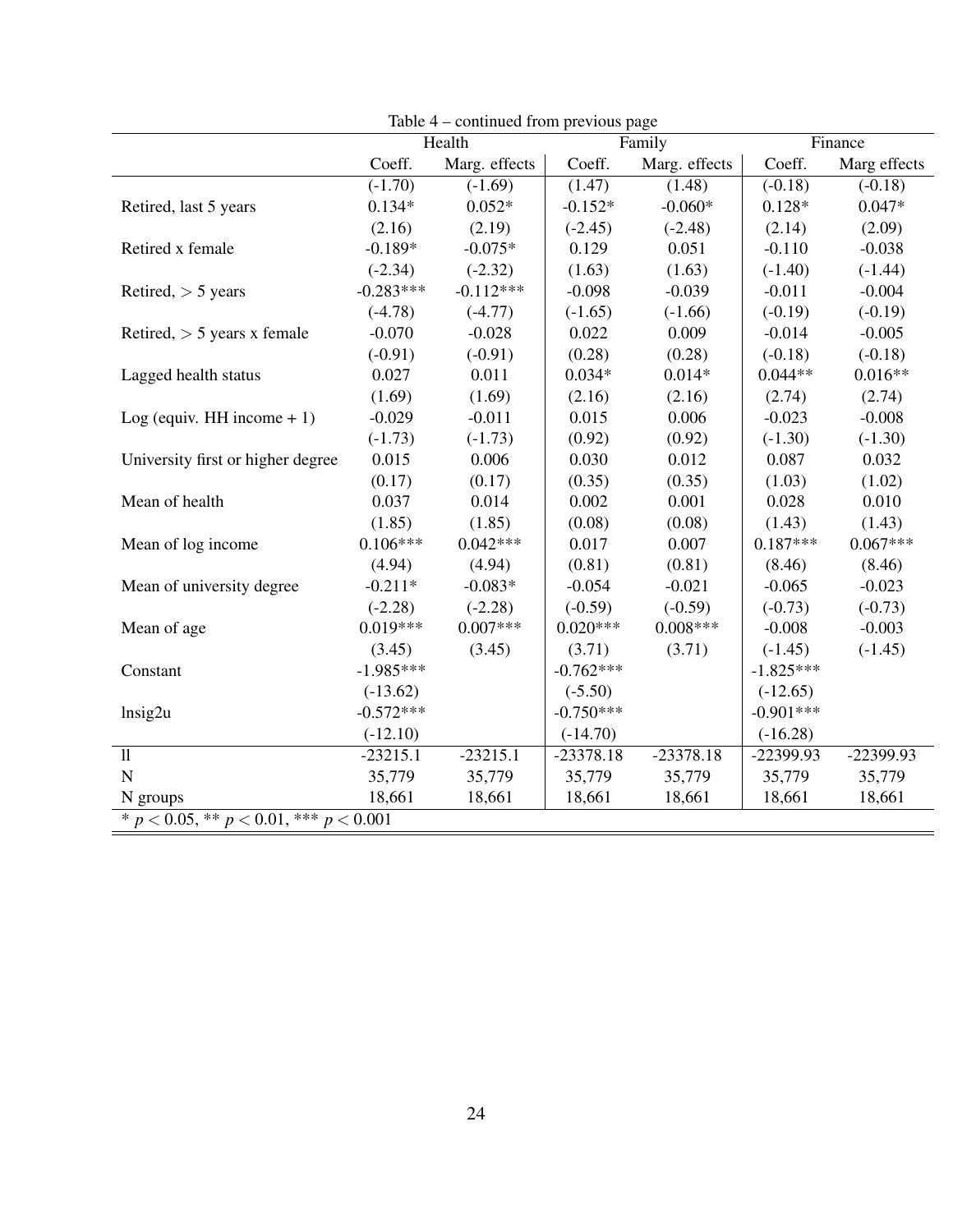Table 4 – continued from previous page

| | Health | | Family | | Finance | |
|---|---|---|---|---|---|---|
| | Coeff. | Marg. effects | Coeff. | Marg. effects | Coeff. | Marg effects |
| | (-1.70) | (-1.69) | (1.47) | (1.48) | (-0.18) | (-0.18) |
| Retired, last 5 years | 0.134* | 0.052* | -0.152* | -0.060* | 0.128* | 0.047* |
| | (2.16) | (2.19) | (-2.45) | (-2.48) | (2.14) | (2.09) |
| Retired x female | -0.189* | -0.075* | 0.129 | 0.051 | -0.110 | -0.038 |
| | (-2.34) | (-2.32) | (1.63) | (1.63) | (-1.40) | (-1.44) |
| Retired, $>5$ years | -0.283*** | -0.112*** | -0.098 | -0.039 | -0.011 | -0.004 |
| | (-4.78) | (-4.77) | (-1.65) | (-1.66) | (-0.19) | (-0.19) |
| Retired, $>5$ years x female | -0.070 | -0.028 | 0.022 | 0.009 | -0.014 | -0.005 |
| | (-0.91) | (-0.91) | (0.28) | (0.28) | (-0.18) | (-0.18) |
| Lagged health status | 0.027 | 0.011 | 0.034* | 0.014* | 0.044** | 0.016** |
| | (1.69) | (1.69) | (2.16) | (2.16) | (2.74) | (2.74) |
| Log (equiv. HH income + 1) | -0.029 | -0.011 | 0.015 | 0.006 | -0.023 | -0.008 |
| | (-1.73) | (-1.73) | (0.92) | (0.92) | (-1.30) | (-1.30) |
| University first or higher degree | 0.015 | 0.006 | 0.030 | 0.012 | 0.087 | 0.032 |
| | (0.17) | (0.17) | (0.35) | (0.35) | (1.03) | (1.02) |
| Mean of health | 0.037 | 0.014 | 0.002 | 0.001 | 0.028 | 0.010 |
| | (1.85) | (1.85) | (0.08) | (0.08) | (1.43) | (1.43) |
| Mean of log income | 0.106*** | 0.042*** | 0.017 | 0.007 | 0.187*** | 0.067*** |
| | (4.94) | (4.94) | (0.81) | (0.81) | (8.46) | (8.46) |
| Mean of university degree | -0.211* | -0.083* | -0.054 | -0.021 | -0.065 | -0.023 |
| | (-2.28) | (-2.28) | (-0.59) | (-0.59) | (-0.73) | (-0.73) |
| Mean of age | 0.019*** | 0.007*** | 0.020*** | 0.008*** | -0.008 | -0.003 |
| | (3.45) | (3.45) | (3.71) | (3.71) | (-1.45) | (-1.45) |
| Constant | -1.985*** | | -0.762*** | | -1.825*** | |
| | (-13.62) | | (-5.50) | | (-12.65) | |
| lnsig2u | -0.572*** | | -0.750*** | | -0.901*** | |
| | (-12.10) | | (-14.70) | | (-16.28) | |
| ll | -23215.1 | -23215.1 | -23378.18 | -23378.18 | -22399.93 | -22399.93 |
| N | 35,779 | 35,779 | 35,779 | 35,779 | 35,779 | 35,779 |
| N groups | 18,661 | 18,661 | 18,661 | 18,661 | 18,661 | 18,661 |

* $p < 0.05$, ** $p < 0.01$, *** $p < 0.001$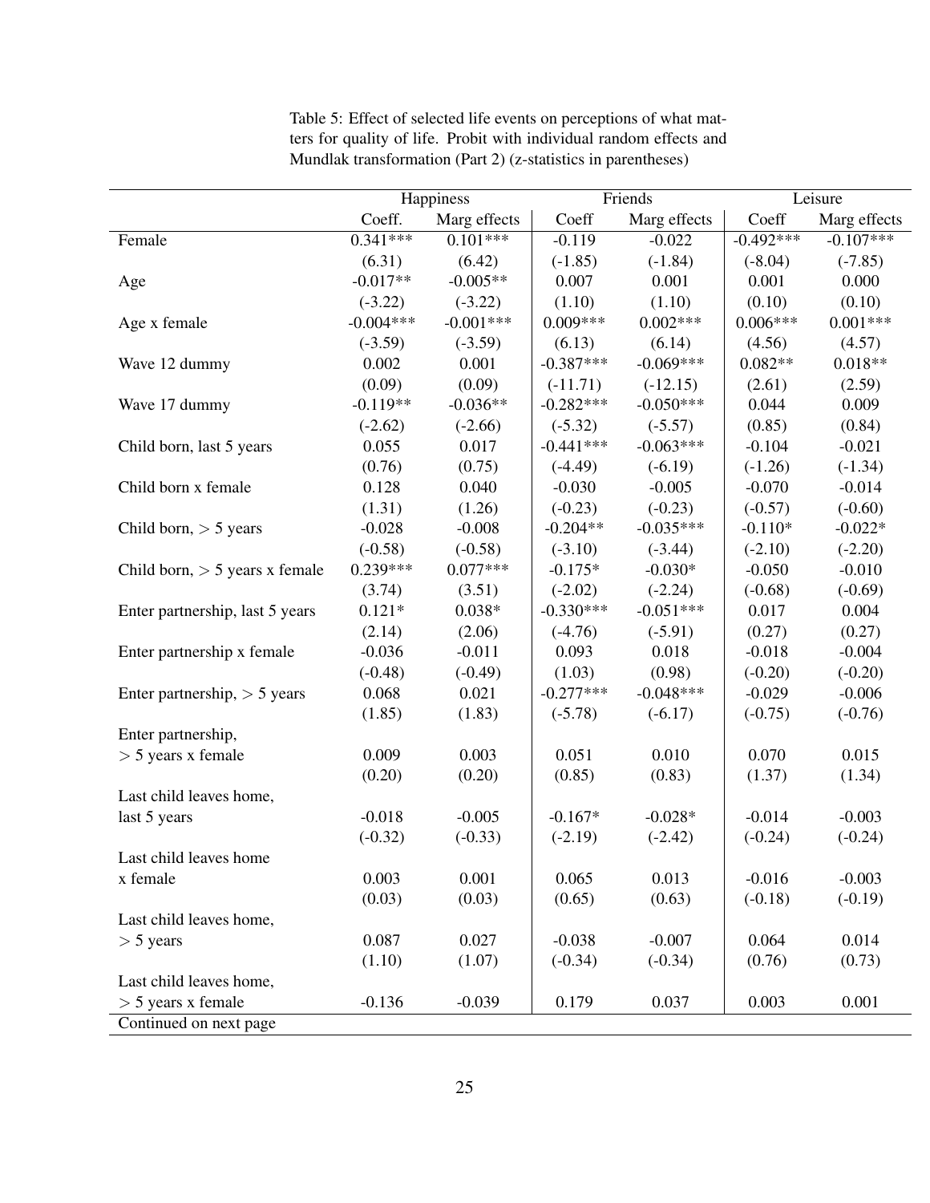Table 5: Effect of selected life events on perceptions of what matters for quality of life. Probit with individual random effects and Mundlak transformation (Part 2) (z-statistics in parentheses)

| | Happiness | | Friends | | Leisure | |
|---|---|---|---|---|---|---|
| | Coeff. | Marg effects | Coeff | Marg effects | Coeff | Marg effects |
| Female | 0.341*** | 0.101*** | -0.119 | -0.022 | -0.492*** | -0.107*** |
| | (6.31) | (6.42) | (-1.85) | (-1.84) | (-8.04) | (-7.85) |
| Age | -0.017** | -0.005** | 0.007 | 0.001 | 0.001 | 0.000 |
| | (-3.22) | (-3.22) | (1.10) | (1.10) | (0.10) | (0.10) |
| Age x female | -0.004*** | -0.001*** | 0.009*** | 0.002*** | 0.006*** | 0.001*** |
| | (-3.59) | (-3.59) | (6.13) | (6.14) | (4.56) | (4.57) |
| Wave 12 dummy | 0.002 | 0.001 | -0.387*** | -0.069*** | 0.082** | 0.018** |
| | (0.09) | (0.09) | (-11.71) | (-12.15) | (2.61) | (2.59) |
| Wave 17 dummy | -0.119** | -0.036** | -0.282*** | -0.050*** | 0.044 | 0.009 |
| | (-2.62) | (-2.66) | (-5.32) | (-5.57) | (0.85) | (0.84) |
| Child born, last 5 years | 0.055 | 0.017 | -0.441*** | -0.063*** | -0.104 | -0.021 |
| | (0.76) | (0.75) | (-4.49) | (-6.19) | (-1.26) | (-1.34) |
| Child born x female | 0.128 | 0.040 | -0.030 | -0.005 | -0.070 | -0.014 |
| | (1.31) | (1.26) | (-0.23) | (-0.23) | (-0.57) | (-0.60) |
| Child born, $> 5$ years | -0.028 | -0.008 | -0.204** | -0.035*** | -0.110* | -0.022* |
| | (-0.58) | (-0.58) | (-3.10) | (-3.44) | (-2.10) | (-2.20) |
| Child born, $> 5$ years x female | 0.239*** | 0.077*** | -0.175* | -0.030* | -0.050 | -0.010 |
| | (3.74) | (3.51) | (-2.02) | (-2.24) | (-0.68) | (-0.69) |
| Enter partnership, last 5 years | 0.121* | 0.038* | -0.330*** | -0.051*** | 0.017 | 0.004 |
| | (2.14) | (2.06) | (-4.76) | (-5.91) | (0.27) | (0.27) |
| Enter partnership x female | -0.036 | -0.011 | 0.093 | 0.018 | -0.018 | -0.004 |
| | (-0.48) | (-0.49) | (1.03) | (0.98) | (-0.20) | (-0.20) |
| Enter partnership, $> 5$ years | 0.068 | 0.021 | -0.277*** | -0.048*** | -0.029 | -0.006 |
| | (1.85) | (1.83) | (-5.78) | (-6.17) | (-0.75) | (-0.76) |
| Enter partnership, $> 5$ years x female | 0.009 | 0.003 | 0.051 | 0.010 | 0.070 | 0.015 |
| | (0.20) | (0.20) | (0.85) | (0.83) | (1.37) | (1.34) |
| Last child leaves home, last 5 years | -0.018 | -0.005 | -0.167* | -0.028* | -0.014 | -0.003 |
| | (-0.32) | (-0.33) | (-2.19) | (-2.42) | (-0.24) | (-0.24) |
| Last child leaves home x female | 0.003 | 0.001 | 0.065 | 0.013 | -0.016 | -0.003 |
| | (0.03) | (0.03) | (0.65) | (0.63) | (-0.18) | (-0.19) |
| Last child leaves home, $> 5$ years | 0.087 | 0.027 | -0.038 | -0.007 | 0.064 | 0.014 |
| | (1.10) | (1.07) | (-0.34) | (-0.34) | (0.76) | (0.73) |
| Last child leaves home, $> 5$ years x female | -0.136 | -0.039 | 0.179 | 0.037 | 0.003 | 0.001 |
| Continued on next page | | | | | | |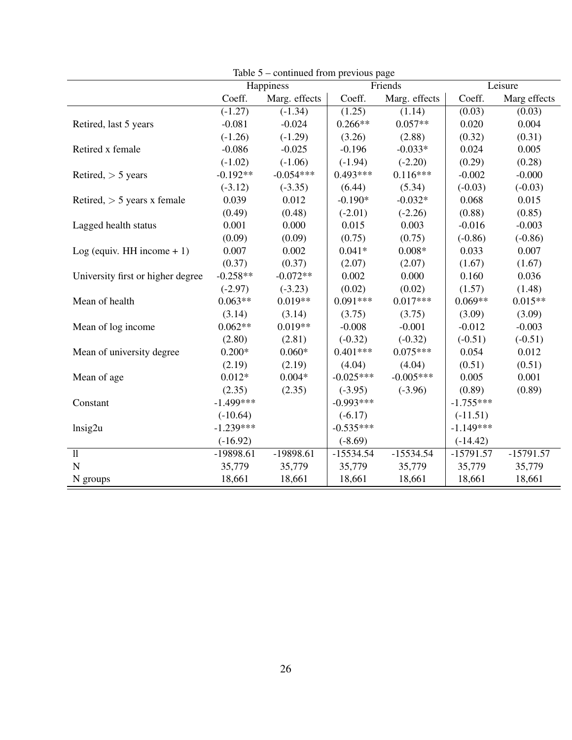Table 5 – continued from previous page

| | Happiness | | Friends | | Leisure | |
|---|---|---|---|---|---|---|
| | Coeff. | Marg. effects | Coeff. | Marg. effects | Coeff. | Marg effects |
| | (-1.27) | (-1.34) | (1.25) | (1.14) | (0.03) | (0.03) |
| Retired, last 5 years | -0.081 | -0.024 | 0.266** | 0.057** | 0.020 | 0.004 |
| | (-1.26) | (-1.29) | (3.26) | (2.88) | (0.32) | (0.31) |
| Retired x female | -0.086 | -0.025 | -0.196 | -0.033* | 0.024 | 0.005 |
| | (-1.02) | (-1.06) | (-1.94) | (-2.20) | (0.29) | (0.28) |
| Retired, $> 5$ years | -0.192** | -0.054*** | 0.493*** | 0.116*** | -0.002 | -0.000 |
| | (-3.12) | (-3.35) | (6.44) | (5.34) | (-0.03) | (-0.03) |
| Retired, $> 5$ years x female | 0.039 | 0.012 | -0.190* | -0.032* | 0.068 | 0.015 |
| | (0.49) | (0.48) | (-2.01) | (-2.26) | (0.88) | (0.85) |
| Lagged health status | 0.001 | 0.000 | 0.015 | 0.003 | -0.016 | -0.003 |
| | (0.09) | (0.09) | (0.75) | (0.75) | (-0.86) | (-0.86) |
| Log (equiv. HH income + 1) | 0.007 | 0.002 | 0.041* | 0.008* | 0.033 | 0.007 |
| | (0.37) | (0.37) | (2.07) | (2.07) | (1.67) | (1.67) |
| University first or higher degree | -0.258** | -0.072** | 0.002 | 0.000 | 0.160 | 0.036 |
| | (-2.97) | (-3.23) | (0.02) | (0.02) | (1.57) | (1.48) |
| Mean of health | 0.063** | 0.019** | 0.091*** | 0.017*** | 0.069** | 0.015** |
| | (3.14) | (3.14) | (3.75) | (3.75) | (3.09) | (3.09) |
| Mean of log income | 0.062** | 0.019** | -0.008 | -0.001 | -0.012 | -0.003 |
| | (2.80) | (2.81) | (-0.32) | (-0.32) | (-0.51) | (-0.51) |
| Mean of university degree | 0.200* | 0.060* | 0.401*** | 0.075*** | 0.054 | 0.012 |
| | (2.19) | (2.19) | (4.04) | (4.04) | (0.51) | (0.51) |
| Mean of age | 0.012* | 0.004* | -0.025*** | -0.005*** | 0.005 | 0.001 |
| | (2.35) | (2.35) | (-3.95) | (-3.96) | (0.89) | (0.89) |
| Constant | -1.499*** | | -0.993*** | | -1.755*** | |
| | (-10.64) | | (-6.17) | | (-11.51) | |
| lnsig2u | -1.239*** | | -0.535*** | | -1.149*** | |
| | (-16.92) | | (-8.69) | | (-14.42) | |
| ll | -19898.61 | -19898.61 | -15534.54 | -15534.54 | -15791.57 | -15791.57 |
| N | 35,779 | 35,779 | 35,779 | 35,779 | 35,779 | 35,779 |
| N groups | 18,661 | 18,661 | 18,661 | 18,661 | 18,661 | 18,661 |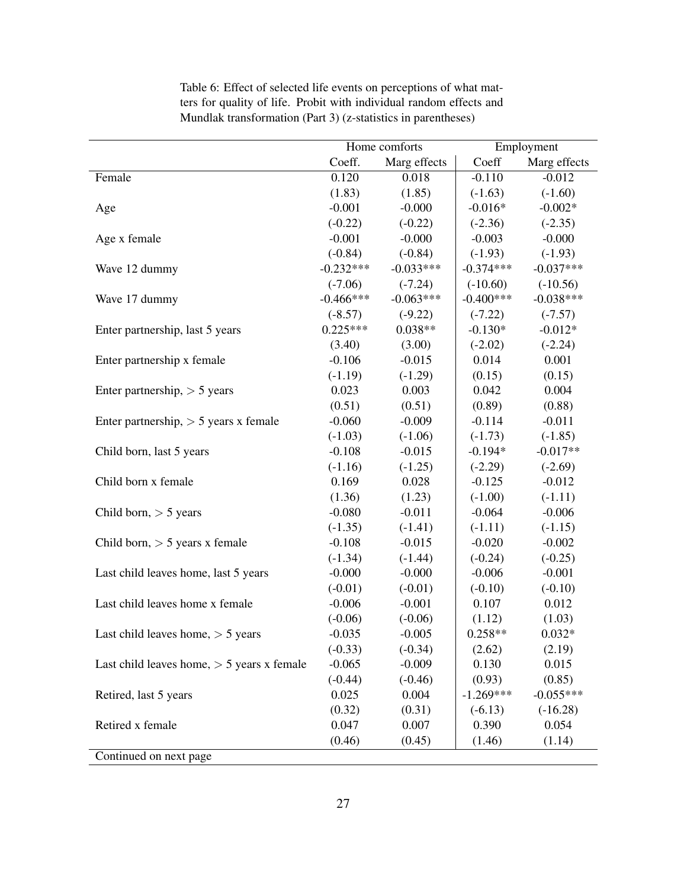Table 6: Effect of selected life events on perceptions of what matters for quality of life. Probit with individual random effects and Mundlak transformation (Part 3) (z-statistics in parentheses)

| | Home comforts | | Employment | |
|---|---|---|---|---|
| | Coeff. | Marg effects | Coeff | Marg effects |
| Female | 0.120 | 0.018 | -0.110 | -0.012 |
| | (1.83) | (1.85) | (-1.63) | (-1.60) |
| Age | -0.001 | -0.000 | -0.016* | -0.002* |
| | (-0.22) | (-0.22) | (-2.36) | (-2.35) |
| Age x female | -0.001 | -0.000 | -0.003 | -0.000 |
| | (-0.84) | (-0.84) | (-1.93) | (-1.93) |
| Wave 12 dummy | -0.232*** | -0.033*** | -0.374*** | -0.037*** |
| | (-7.06) | (-7.24) | (-10.60) | (-10.56) |
| Wave 17 dummy | -0.466*** | -0.063*** | -0.400*** | -0.038*** |
| | (-8.57) | (-9.22) | (-7.22) | (-7.57) |
| Enter partnership, last 5 years | 0.225*** | 0.038** | -0.130* | -0.012* |
| | (3.40) | (3.00) | (-2.02) | (-2.24) |
| Enter partnership x female | -0.106 | -0.015 | 0.014 | 0.001 |
| | (-1.19) | (-1.29) | (0.15) | (0.15) |
| Enter partnership, > 5 years | 0.023 | 0.003 | 0.042 | 0.004 |
| | (0.51) | (0.51) | (0.89) | (0.88) |
| Enter partnership, > 5 years x female | -0.060 | -0.009 | -0.114 | -0.011 |
| | (-1.03) | (-1.06) | (-1.73) | (-1.85) |
| Child born, last 5 years | -0.108 | -0.015 | -0.194* | -0.017** |
| | (-1.16) | (-1.25) | (-2.29) | (-2.69) |
| Child born x female | 0.169 | 0.028 | -0.125 | -0.012 |
| | (1.36) | (1.23) | (-1.00) | (-1.11) |
| Child born, > 5 years | -0.080 | -0.011 | -0.064 | -0.006 |
| | (-1.35) | (-1.41) | (-1.11) | (-1.15) |
| Child born, > 5 years x female | -0.108 | -0.015 | -0.020 | -0.002 |
| | (-1.34) | (-1.44) | (-0.24) | (-0.25) |
| Last child leaves home, last 5 years | -0.000 | -0.000 | -0.006 | -0.001 |
| | (-0.01) | (-0.01) | (-0.10) | (-0.10) |
| Last child leaves home x female | -0.006 | -0.001 | 0.107 | 0.012 |
| | (-0.06) | (-0.06) | (1.12) | (1.03) |
| Last child leaves home, > 5 years | -0.035 | -0.005 | 0.258** | 0.032* |
| | (-0.33) | (-0.34) | (2.62) | (2.19) |
| Last child leaves home, > 5 years x female | -0.065 | -0.009 | 0.130 | 0.015 |
| | (-0.44) | (-0.46) | (0.93) | (0.85) |
| Retired, last 5 years | 0.025 | 0.004 | -1.269*** | -0.055*** |
| | (0.32) | (0.31) | (-6.13) | (-16.28) |
| Retired x female | 0.047 | 0.007 | 0.390 | 0.054 |
| | (0.46) | (0.45) | (1.46) | (1.14) |

Continued on next page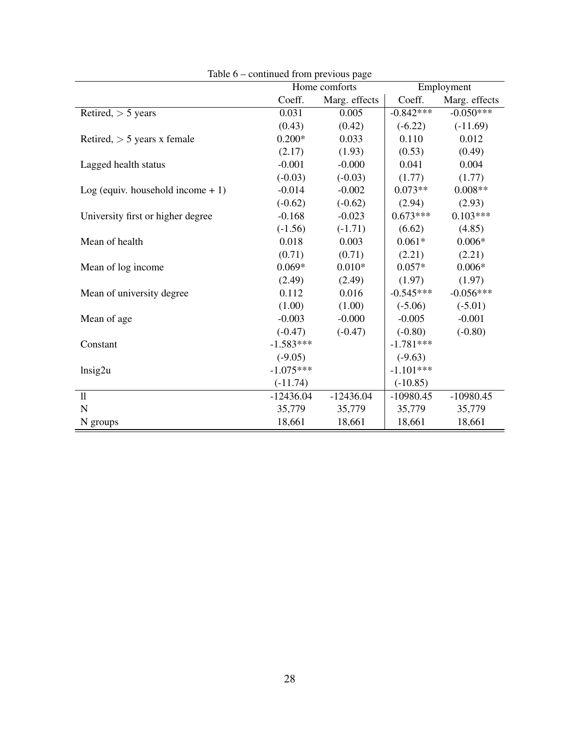Table 6 – continued from previous page

| | Home comforts | | Employment | |
|---|---|---|---|---|
| | Coeff. | Marg. effects | Coeff. | Marg. effects |
| Retired, > 5 years | 0.031 | 0.005 | -0.842*** | -0.050*** |
| | (0.43) | (0.42) | (-6.22) | (-11.69) |
| Retired, > 5 years x female | 0.200* | 0.033 | 0.110 | 0.012 |
| | (2.17) | (1.93) | (0.53) | (0.49) |
| Lagged health status | -0.001 | -0.000 | 0.041 | 0.004 |
| | (-0.03) | (-0.03) | (1.77) | (1.77) |
| Log (equiv. household income + 1) | -0.014 | -0.002 | 0.073** | 0.008** |
| | (-0.62) | (-0.62) | (2.94) | (2.93) |
| University first or higher degree | -0.168 | -0.023 | 0.673*** | 0.103*** |
| | (-1.56) | (-1.71) | (6.62) | (4.85) |
| Mean of health | 0.018 | 0.003 | 0.061* | 0.006* |
| | (0.71) | (0.71) | (2.21) | (2.21) |
| Mean of log income | 0.069* | 0.010* | 0.057* | 0.006* |
| | (2.49) | (2.49) | (1.97) | (1.97) |
| Mean of university degree | 0.112 | 0.016 | -0.545*** | -0.056*** |
| | (1.00) | (1.00) | (-5.06) | (-5.01) |
| Mean of age | -0.003 | -0.000 | -0.005 | -0.001 |
| | (-0.47) | (-0.47) | (-0.80) | (-0.80) |
| Constant | -1.583*** | | -1.781*** | |
| | (-9.05) | | (-9.63) | |
| lnsig2u | -1.075*** | | -1.101*** | |
| | (-11.74) | | (-10.85) | |
| ll | -12436.04 | -12436.04 | -10980.45 | -10980.45 |
| N | 35,779 | 35,779 | 35,779 | 35,779 |
| N groups | 18,661 | 18,661 | 18,661 | 18,661 |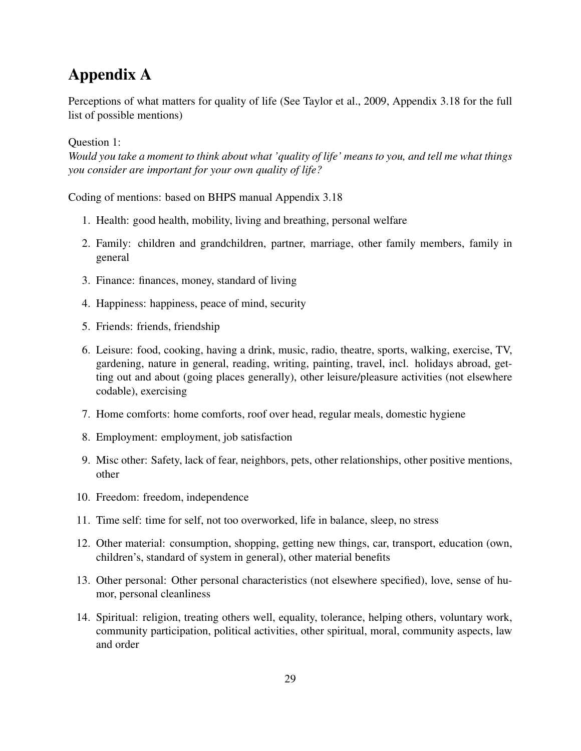# Appendix A

Perceptions of what matters for quality of life (See Taylor et al., 2009, Appendix 3.18 for the full list of possible mentions)

Question 1:
*Would you take a moment to think about what 'quality of life' means to you, and tell me what things you consider are important for your own quality of life?*

Coding of mentions: based on BHPS manual Appendix 3.18

1. Health: good health, mobility, living and breathing, personal welfare
2. Family: children and grandchildren, partner, marriage, other family members, family in general
3. Finance: finances, money, standard of living
4. Happiness: happiness, peace of mind, security
5. Friends: friends, friendship
6. Leisure: food, cooking, having a drink, music, radio, theatre, sports, walking, exercise, TV, gardening, nature in general, reading, writing, painting, travel, incl. holidays abroad, getting out and about (going places generally), other leisure/pleasure activities (not elsewhere codable), exercising
7. Home comforts: home comforts, roof over head, regular meals, domestic hygiene
8. Employment: employment, job satisfaction
9. Misc other: Safety, lack of fear, neighbors, pets, other relationships, other positive mentions, other
10. Freedom: freedom, independence
11. Time self: time for self, not too overworked, life in balance, sleep, no stress
12. Other material: consumption, shopping, getting new things, car, transport, education (own, children's, standard of system in general), other material benefits
13. Other personal: Other personal characteristics (not elsewhere specified), love, sense of humor, personal cleanliness
14. Spiritual: religion, treating others well, equality, tolerance, helping others, voluntary work, community participation, political activities, other spiritual, moral, community aspects, law and order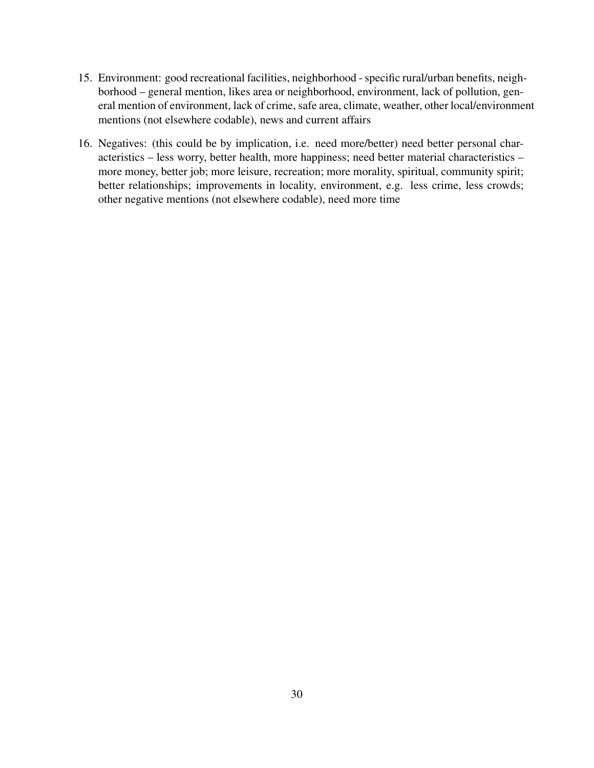15. Environment: good recreational facilities, neighborhood - specific rural/urban benefits, neighborhood – general mention, likes area or neighborhood, environment, lack of pollution, general mention of environment, lack of crime, safe area, climate, weather, other local/environment mentions (not elsewhere codable), news and current affairs

16. Negatives: (this could be by implication, i.e. need more/better) need better personal characteristics – less worry, better health, more happiness; need better material characteristics – more money, better job; more leisure, recreation; more morality, spiritual, community spirit; better relationships; improvements in locality, environment, e.g. less crime, less crowds; other negative mentions (not elsewhere codable), need more time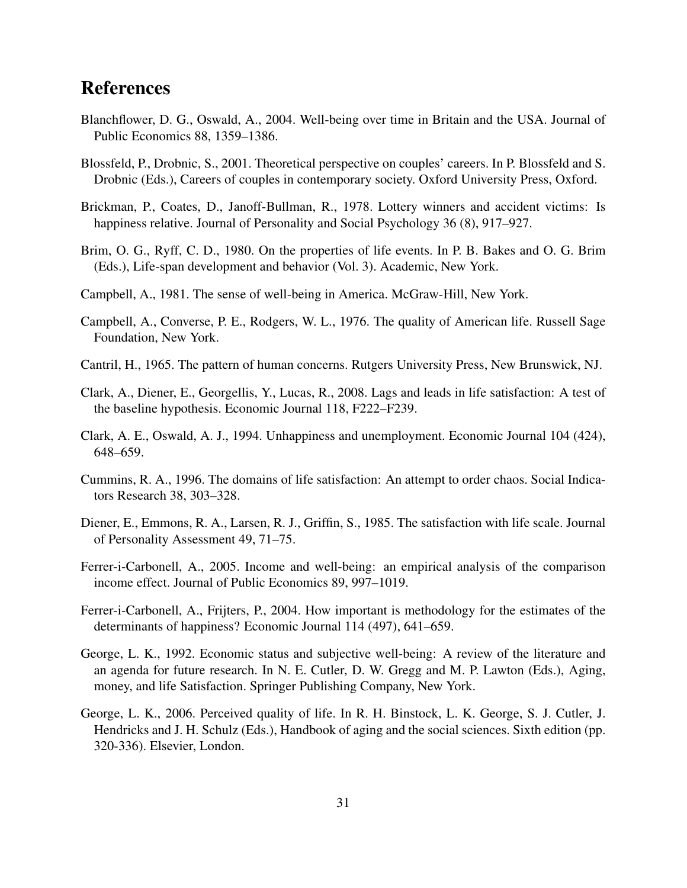## References

Blanchflower, D. G., Oswald, A., 2004. Well-being over time in Britain and the USA. Journal of Public Economics 88, 1359–1386.

Blossfeld, P., Drobnic, S., 2001. Theoretical perspective on couples' careers. In P. Blossfeld and S. Drobnic (Eds.), Careers of couples in contemporary society. Oxford University Press, Oxford.

Brickman, P., Coates, D., Janoff-Bullman, R., 1978. Lottery winners and accident victims: Is happiness relative. Journal of Personality and Social Psychology 36 (8), 917–927.

Brim, O. G., Ryff, C. D., 1980. On the properties of life events. In P. B. Bakes and O. G. Brim (Eds.), Life-span development and behavior (Vol. 3). Academic, New York.

Campbell, A., 1981. The sense of well-being in America. McGraw-Hill, New York.

Campbell, A., Converse, P. E., Rodgers, W. L., 1976. The quality of American life. Russell Sage Foundation, New York.

Cantril, H., 1965. The pattern of human concerns. Rutgers University Press, New Brunswick, NJ.

Clark, A., Diener, E., Georgellis, Y., Lucas, R., 2008. Lags and leads in life satisfaction: A test of the baseline hypothesis. Economic Journal 118, F222–F239.

Clark, A. E., Oswald, A. J., 1994. Unhappiness and unemployment. Economic Journal 104 (424), 648–659.

Cummins, R. A., 1996. The domains of life satisfaction: An attempt to order chaos. Social Indicators Research 38, 303–328.

Diener, E., Emmons, R. A., Larsen, R. J., Griffin, S., 1985. The satisfaction with life scale. Journal of Personality Assessment 49, 71–75.

Ferrer-i-Carbonell, A., 2005. Income and well-being: an empirical analysis of the comparison income effect. Journal of Public Economics 89, 997–1019.

Ferrer-i-Carbonell, A., Frijters, P., 2004. How important is methodology for the estimates of the determinants of happiness? Economic Journal 114 (497), 641–659.

George, L. K., 1992. Economic status and subjective well-being: A review of the literature and an agenda for future research. In N. E. Cutler, D. W. Gregg and M. P. Lawton (Eds.), Aging, money, and life Satisfaction. Springer Publishing Company, New York.

George, L. K., 2006. Perceived quality of life. In R. H. Binstock, L. K. George, S. J. Cutler, J. Hendricks and J. H. Schulz (Eds.), Handbook of aging and the social sciences. Sixth edition (pp. 320-336). Elsevier, London.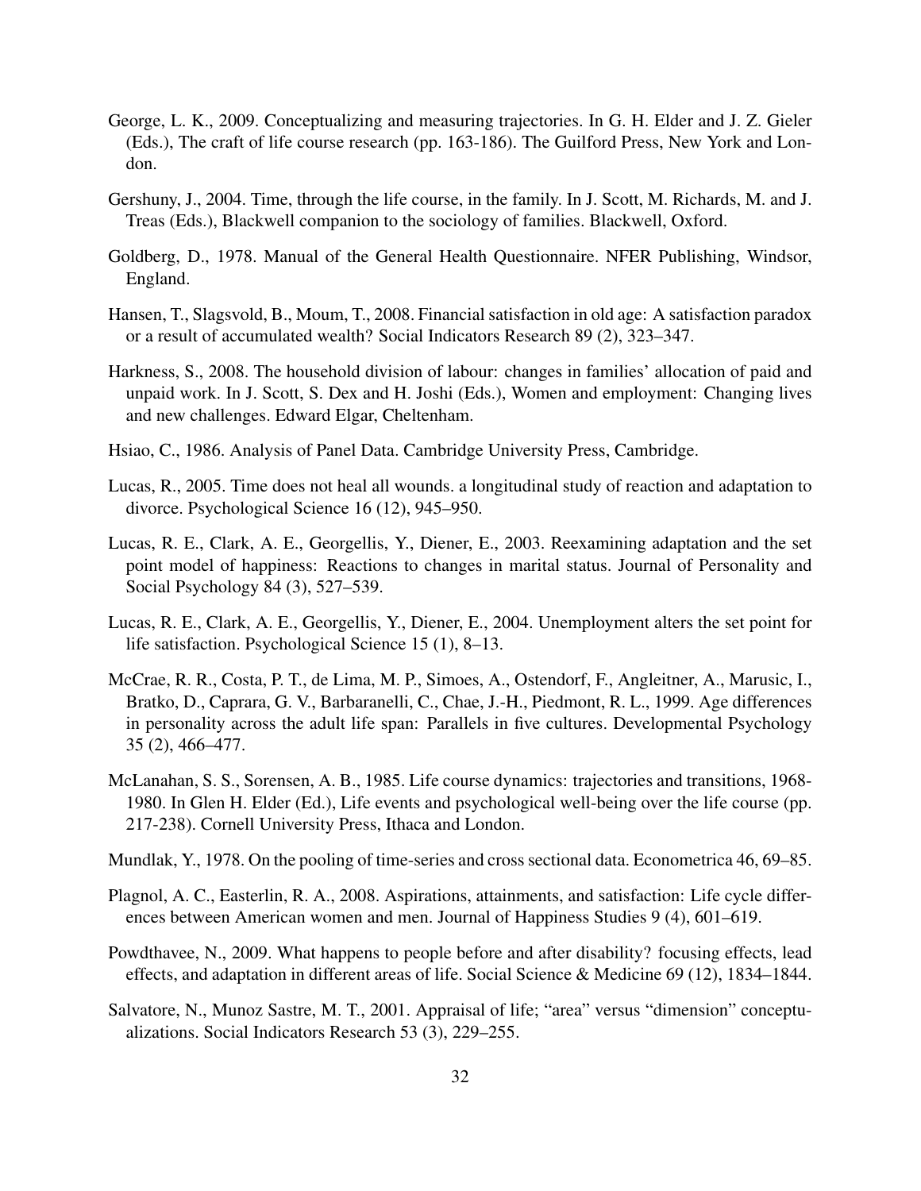George, L. K., 2009. Conceptualizing and measuring trajectories. In G. H. Elder and J. Z. Gieler (Eds.), The craft of life course research (pp. 163-186). The Guilford Press, New York and London.

Gershuny, J., 2004. Time, through the life course, in the family. In J. Scott, M. Richards, M. and J. Treas (Eds.), Blackwell companion to the sociology of families. Blackwell, Oxford.

Goldberg, D., 1978. Manual of the General Health Questionnaire. NFER Publishing, Windsor, England.

Hansen, T., Slagsvold, B., Moum, T., 2008. Financial satisfaction in old age: A satisfaction paradox or a result of accumulated wealth? Social Indicators Research 89 (2), 323–347.

Harkness, S., 2008. The household division of labour: changes in families' allocation of paid and unpaid work. In J. Scott, S. Dex and H. Joshi (Eds.), Women and employment: Changing lives and new challenges. Edward Elgar, Cheltenham.

Hsiao, C., 1986. Analysis of Panel Data. Cambridge University Press, Cambridge.

Lucas, R., 2005. Time does not heal all wounds. a longitudinal study of reaction and adaptation to divorce. Psychological Science 16 (12), 945–950.

Lucas, R. E., Clark, A. E., Georgellis, Y., Diener, E., 2003. Reexamining adaptation and the set point model of happiness: Reactions to changes in marital status. Journal of Personality and Social Psychology 84 (3), 527–539.

Lucas, R. E., Clark, A. E., Georgellis, Y., Diener, E., 2004. Unemployment alters the set point for life satisfaction. Psychological Science 15 (1), 8–13.

McCrae, R. R., Costa, P. T., de Lima, M. P., Simoes, A., Ostendorf, F., Angleitner, A., Marusic, I., Bratko, D., Caprara, G. V., Barbaranelli, C., Chae, J.-H., Piedmont, R. L., 1999. Age differences in personality across the adult life span: Parallels in five cultures. Developmental Psychology 35 (2), 466–477.

McLanahan, S. S., Sorensen, A. B., 1985. Life course dynamics: trajectories and transitions, 1968-1980. In Glen H. Elder (Ed.), Life events and psychological well-being over the life course (pp. 217-238). Cornell University Press, Ithaca and London.

Mundlak, Y., 1978. On the pooling of time-series and cross sectional data. Econometrica 46, 69–85.

Plagnol, A. C., Easterlin, R. A., 2008. Aspirations, attainments, and satisfaction: Life cycle differences between American women and men. Journal of Happiness Studies 9 (4), 601–619.

Powdthavee, N., 2009. What happens to people before and after disability? focusing effects, lead effects, and adaptation in different areas of life. Social Science & Medicine 69 (12), 1834–1844.

Salvatore, N., Munoz Sastre, M. T., 2001. Appraisal of life; "area" versus "dimension" conceptualizations. Social Indicators Research 53 (3), 229–255.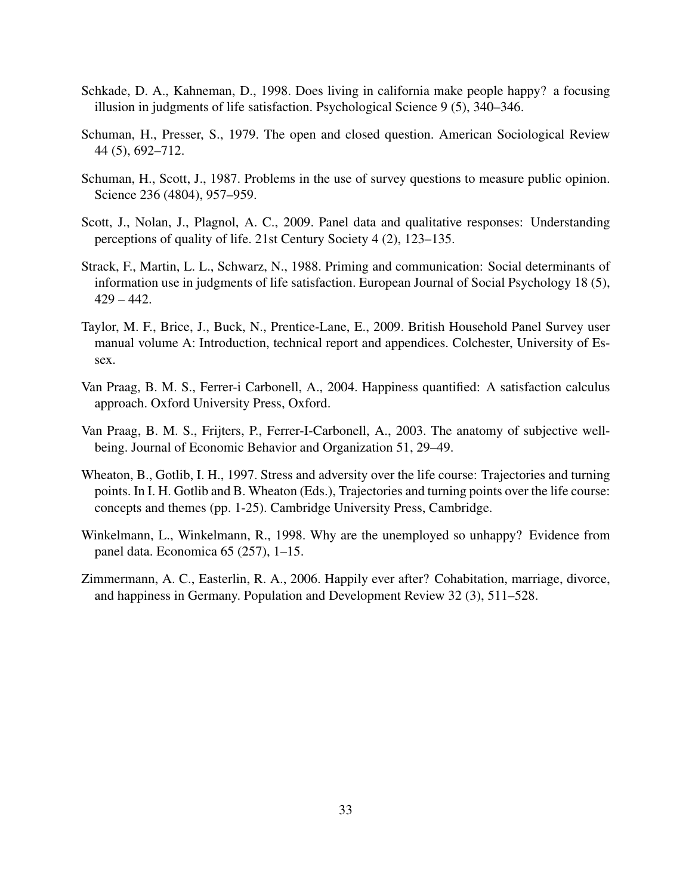Schkade, D. A., Kahneman, D., 1998. Does living in california make people happy? a focusing illusion in judgments of life satisfaction. Psychological Science 9 (5), 340–346.

Schuman, H., Presser, S., 1979. The open and closed question. American Sociological Review 44 (5), 692–712.

Schuman, H., Scott, J., 1987. Problems in the use of survey questions to measure public opinion. Science 236 (4804), 957–959.

Scott, J., Nolan, J., Plagnol, A. C., 2009. Panel data and qualitative responses: Understanding perceptions of quality of life. 21st Century Society 4 (2), 123–135.

Strack, F., Martin, L. L., Schwarz, N., 1988. Priming and communication: Social determinants of information use in judgments of life satisfaction. European Journal of Social Psychology 18 (5), 429 – 442.

Taylor, M. F., Brice, J., Buck, N., Prentice-Lane, E., 2009. British Household Panel Survey user manual volume A: Introduction, technical report and appendices. Colchester, University of Essex.

Van Praag, B. M. S., Ferrer-i Carbonell, A., 2004. Happiness quantified: A satisfaction calculus approach. Oxford University Press, Oxford.

Van Praag, B. M. S., Frijters, P., Ferrer-I-Carbonell, A., 2003. The anatomy of subjective well-being. Journal of Economic Behavior and Organization 51, 29–49.

Wheaton, B., Gotlib, I. H., 1997. Stress and adversity over the life course: Trajectories and turning points. In I. H. Gotlib and B. Wheaton (Eds.), Trajectories and turning points over the life course: concepts and themes (pp. 1-25). Cambridge University Press, Cambridge.

Winkelmann, L., Winkelmann, R., 1998. Why are the unemployed so unhappy? Evidence from panel data. Economica 65 (257), 1–15.

Zimmermann, A. C., Easterlin, R. A., 2006. Happily ever after? Cohabitation, marriage, divorce, and happiness in Germany. Population and Development Review 32 (3), 511–528.